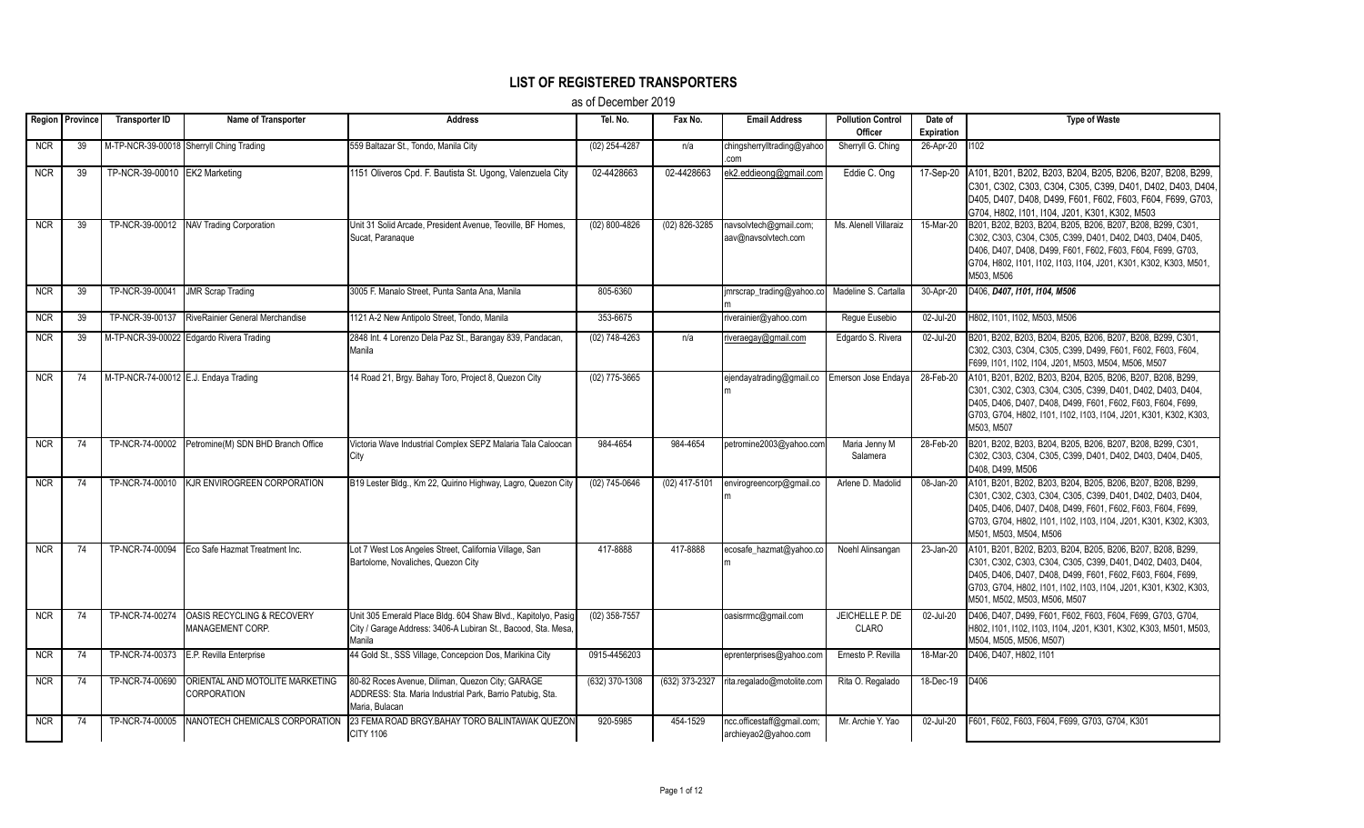# LIST OF REGISTERED TRANSPORTERS

as of December 2019

| Region | Province | Transporter ID | Name of Transporter | Address | Tel. No. | Fax No. | Email Address | Pollution Control Officer | Date of Expiration | Type of Waste |
|---|---|---|---|---|---|---|---|---|---|---|
| NCR | 39 | M-TP-NCR-39-00018 | Sherryll Ching Trading | 559 Baltazar St., Tondo, Manila City | (02) 254-4287 | n/a | chingsherrylltrading@yahoo.com | Sherryll G. Ching | 26-Apr-20 | I102 |
| NCR | 39 | TP-NCR-39-00010 | EK2 Marketing | 1151 Oliveros Cpd. F. Bautista St. Ugong, Valenzuela City | 02-4428663 | 02-4428663 | ek2.eddieong@gmail.com | Eddie C. Ong | 17-Sep-20 | A101, B201, B202, B203, B204, B205, B206, B207, B208, B299, C301, C302, C303, C304, C305, C399, D401, D402, D403, D404, D405, D407, D408, D499, F601, F602, F603, F604, F699, G703, G704, H802, I101, I104, J201, K301, K302, M503 |
| NCR | 39 | TP-NCR-39-00012 | NAV Trading Corporation | Unit 31 Solid Arcade, President Avenue, Teoville, BF Homes, Sucat, Paranaque | (02) 800-4826 | (02) 826-3285 | navsolvtech@gmail.com; aav@navsolvtech.com | Ms. Alenell Villaraiz | 15-Mar-20 | B201, B202, B203, B204, B205, B206, B207, B208, B299, C301, C302, C303, C304, C305, C399, D401, D402, D403, D404, D405, D406, D407, D408, D499, F601, F602, F603, F604, F699, G703, G704, H802, I101, I102, I103, I104, J201, K301, K302, K303, M501, M503, M506 |
| NCR | 39 | TP-NCR-39-00041 | JMR Scrap Trading | 3005 F. Manalo Street, Punta Santa Ana, Manila | 805-6360 | | jmrscrap_trading@yahoo.com | Madeline S. Cartalla | 30-Apr-20 | D406, ***D407, I101, I104, M506*** |
| NCR | 39 | TP-NCR-39-00137 | RiveRainier General Merchandise | 1121 A-2 New Antipolo Street, Tondo, Manila | 353-6675 | | riverainier@yahoo.com | Regue Eusebio | 02-Jul-20 | H802, I101, I102, M503, M506 |
| NCR | 39 | M-TP-NCR-39-00022 | Edgardo Rivera Trading | 2848 Int. 4 Lorenzo Dela Paz St., Barangay 839, Pandacan, Manila | (02) 748-4263 | n/a | riveraegay@gmail.com | Edgardo S. Rivera | 02-Jul-20 | B201, B202, B203, B204, B205, B206, B207, B208, B299, C301, C302, C303, C304, C305, C399, D499, F601, F602, F603, F604, F699, I101, I102, I104, J201, M503, M504, M506, M507 |
| NCR | 74 | M-TP-NCR-74-00012 | E.J. Endaya Trading | 14 Road 21, Brgy. Bahay Toro, Project 8, Quezon City | (02) 775-3665 | | ejendayatrading@gmail.com | Emerson Jose Endaya | 28-Feb-20 | A101, B201, B202, B203, B204, B205, B206, B207, B208, B299, C301, C302, C303, C304, C305, C399, D401, D402, D403, D404, D405, D406, D407, D408, D499, F601, F602, F603, F604, F699, G703, G704, H802, I101, I102, I103, I104, J201, K301, K302, K303, M503, M507 |
| NCR | 74 | TP-NCR-74-00002 | Petromine(M) SDN BHD Branch Office | Victoria Wave Industrial Complex SEPZ Malaria Tala Caloocan City | 984-4654 | 984-4654 | petromine2003@yahoo.com | Maria Jenny M Salamera | 28-Feb-20 | B201, B202, B203, B204, B205, B206, B207, B208, B299, C301, C302, C303, C304, C305, C399, D401, D402, D403, D404, D405, D408, D499, M506 |
| NCR | 74 | TP-NCR-74-00010 | KJR ENVIROGREEN CORPORATION | B19 Lester Bldg., Km 22, Quirino Highway, Lagro, Quezon City | (02) 745-0646 | (02) 417-5101 | envirogreencorp@gmail.com | Arlene D. Madolid | 08-Jan-20 | A101, B201, B202, B203, B204, B205, B206, B207, B208, B299, C301, C302, C303, C304, C305, C399, D401, D402, D403, D404, D405, D406, D407, D408, D499, F601, F602, F603, F604, F699, G703, G704, H802, I101, I102, I103, I104, J201, K301, K302, K303, M501, M503, M504, M506 |
| NCR | 74 | TP-NCR-74-00094 | Eco Safe Hazmat Treatment Inc. | Lot 7 West Los Angeles Street, California Village, San Bartolome, Novaliches, Quezon City | 417-8888 | 417-8888 | ecosafe_hazmat@yahoo.com | Noehl Alinsangan | 23-Jan-20 | A101, B201, B202, B203, B204, B205, B206, B207, B208, B299, C301, C302, C303, C304, C305, C399, D401, D402, D403, D404, D405, D406, D407, D408, D499, F601, F602, F603, F604, F699, G703, G704, H802, I101, I102, I103, I104, J201, K301, K302, K303, M501, M502, M503, M506, M507 |
| NCR | 74 | TP-NCR-74-00274 | OASIS RECYCLING & RECOVERY MANAGEMENT CORP. | Unit 305 Emerald Place Bldg. 604 Shaw Blvd., Kapitolyo, Pasig City / Garage Address: 3406-A Lubiran St., Bacood, Sta. Mesa, Manila | (02) 358-7557 | | oasisrrmc@gmail.com | JEICHELLE P. DE CLARO | 02-Jul-20 | D406, D407, D499, F601, F602, F603, F604, F699, G703, G704, H802, I101, I102, I103, I104, J201, K301, K302, K303, M501, M503, M504, M505, M506, M507) |
| NCR | 74 | TP-NCR-74-00373 | E.P. Revilla Enterprise | 44 Gold St., SSS Village, Concepcion Dos, Marikina City | 0915-4456203 | | eprenterprises@yahoo.com | Ernesto P. Revilla | 18-Mar-20 | D406, D407, H802, I101 |
| NCR | 74 | TP-NCR-74-00690 | ORIENTAL AND MOTOLITE MARKETING CORPORATION | 80-82 Roces Avenue, Diliman, Quezon City; GARAGE ADDRESS: Sta. Maria Industrial Park, Barrio Patubig, Sta. Maria, Bulacan | (632) 370-1308 | (632) 373-2327 | rita.regalado@motolite.com | Rita O. Regalado | 18-Dec-19 | D406 |
| NCR | 74 | TP-NCR-74-00005 | NANOTECH CHEMICALS CORPORATION | 23 FEMA ROAD BRGY.BAHAY TORO BALINTAWAK QUEZON CITY 1106 | 920-5985 | 454-1529 | ncc.officestaff@gmail.com; archieyao2@yahoo.com | Mr. Archie Y. Yao | 02-Jul-20 | F601, F602, F603, F604, F699, G703, G704, K301 |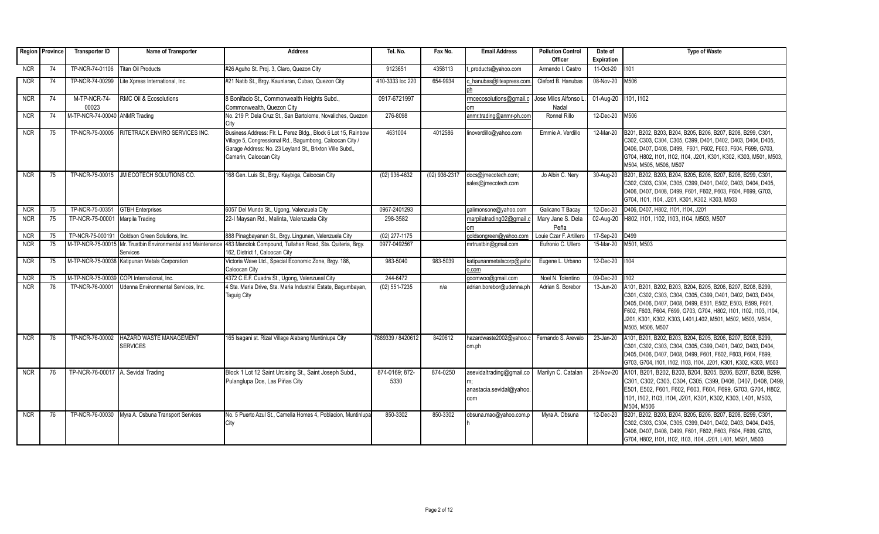| Region | Province | Transporter ID | Name of Transporter | Address | Tel. No. | Fax No. | Email Address | Pollution Control Officer | Date of Expiration | Type of Waste |
|---|---|---|---|---|---|---|---|---|---|---|
| NCR | 74 | TP-NCR-74-01106 | Titan Oil Products | #26 Aguho St. Proj. 3, Claro, Quezon City | 9123651 | 4358113 | t_products@yahoo.com | Armando I. Castro | 11-Oct-20 | I101 |
| NCR | 74 | TP-NCR-74-00299 | Lite Xpress International, Inc. | #21 Natib St., Brgy. Kaunlaran, Cubao, Quezon City | 410-3333 loc 220 | 654-9934 | c_hanubas@litexpress.com.ph | Cleford B. Hanubas | 08-Nov-20 | M506 |
| NCR | 74 | M-TP-NCR-74-00023 | RMC Oil & Ecosolutions | 8 Bonifacio St., Commonwealth Heights Subd., Commonwealth, Quezon City | 0917-6721997 | | rmcecosolutions@gmail.com | Jose Milos Alfonso L. Nadal | 01-Aug-20 | I101, I102 |
| NCR | 74 | M-TP-NCR-74-00040 | ANMR Trading | No. 219 P. Dela Cruz St., San Bartolome, Novaliches, Quezon City | 276-8098 | | anmr.trading@anmr-ph.com | Ronnel Rillo | 12-Dec-20 | M506 |
| NCR | 75 | TP-NCR-75-00005 | RITETRACK ENVIRO SERVICES INC. | Business Address: Flr. L. Perez Bldg., Block 6 Lot 15, Rainbow Village 5, Congressional Rd., Bagumbong, Caloocan City / Garage Address: No. 23 Leyland St., Brixton Ville Subd., Camarin, Caloocan City | 4631004 | 4012586 | linoverdillo@yahoo.com | Emmie A. Verdillo | 12-Mar-20 | B201, B202, B203, B204, B205, B206, B207, B208, B299, C301, C302, C303, C304, C305, C399, D401, D402, D403, D404, D405, D406, D407, D408, D499, F601, F602, F603, F604, F699, G703, G704, H802, I101, I102, I104, J201, K301, K302, K303, M501, M503, M504, M505, M506, M507 |
| NCR | 75 | TP-NCR-75-00015 | JM ECOTECH SOLUTIONS CO. | 168 Gen. Luis St., Brgy. Kaybiga, Caloocan City | (02) 936-4632 | (02) 936-2317 | docs@jmecotech.com; sales@jmecotech.com | Jo Albin C. Nery | 30-Aug-20 | B201, B202, B203, B204, B205, B206, B207, B208, B299, C301, C302, C303, C304, C305, C399, D401, D402, D403, D404, D405, D406, D407, D408, D499, F601, F602, F603, F604, F699, G703, G704, I101, I104, J201, K301, K302, K303, M503 |
| NCR | 75 | TP-NCR-75-00351 | GTBH Enterprises | 6057 Del Mundo St., Ugong, Valenzuela City | 0967-2401293 | | galimonsone@yahoo.com | Galicano T Bacay | 12-Dec-20 | D406, D407, H802, I101, I104, J201 |
| NCR | 75 | TP-NCR-75-00001 | Marpila Trading | 22-I Maysan Rd., Malinta, Valenzuela City | 298-3582 | | marpilatrading02@gmail.com | Mary Jane S. Dela Peña | 02-Aug-20 | H802, I101, I102, I103, I104, M503, M507 |
| NCR | 75 | TP-NCR-75-00191 | Goldson Green Solutions, Inc. | 888 Pinagbayanan St., Brgy. Lingunan, Valenzuela City | (02) 277-1175 | | goldsongreen@yahoo.com | Louie Czar F. Artillero | 17-Sep-20 | D499 |
| NCR | 75 | M-TP-NCR-75-00015 | Mr. Trustbin Environmental and Maintenance Services | 483 Manotok Compound, Tullahan Road, Sta. Quiteria, Brgy. 162, District 1, Caloocan City | 0977-0492567 | | mrtrustbin@gmail.com | Eufronio C. Ullero | 15-Mar-20 | M501, M503 |
| NCR | 75 | M-TP-NCR-75-00038 | Katipunan Metals Corporation | Victoria Wave Ltd., Special Economic Zone, Brgy. 186, Caloocan City | 983-5040 | 983-5039 | katipunanmetalscorp@yahoo.com | Eugene L. Urbano | 12-Dec-20 | I104 |
| NCR | 75 | M-TP-NCR-75-00039 | COPI International, Inc. | 4372 C.E.F. Cuadra St., Ugong, Valenzueal City | 244-6472 | | goomwoo@gmail.com | Noel N. Tolentino | 09-Dec-20 | I102 |
| NCR | 76 | TP-NCR-76-00001 | Udenna Environmental Services, Inc. | 4 Sta. Maria Drive, Sta. Maria Industrial Estate, Bagumbayan, Taguig City | (02) 551-7235 | n/a | adrian.borebor@udenna.ph | Adrian S. Borebor | 13-Jun-20 | A101, B201, B202, B203, B204, B205, B206, B207, B208, B299, C301, C302, C303, C304, C305, C399, D401, D402, D403, D404, D405, D406, D407, D408, D499, E501, E502, E503, E599, F601, F602, F603, F604, F699, G703, G704, H802, I101, I102, I103, I104, J201, K301, K302, K303, L401,L402, M501, M502, M503, M504, M505, M506, M507 |
| NCR | 76 | TP-NCR-76-00002 | HAZARD WASTE MANAGEMENT SERVICES | 165 Isagani st. Rizal Village Alabang Muntinlupa City | 7889339 / 8420612 | 8420612 | hazardwaste2002@yahoo.com.ph | Fernando S. Arevalo | 23-Jan-20 | A101, B201, B202, B203, B204, B205, B206, B207, B208, B299, C301, C302, C303, C304, C305, C399, D401, D402, D403, D404, D405, D406, D407, D408, D499, F601, F602, F603, F604, F699, G703, G704, I101, I102, I103, I104, J201, K301, K302, K303, M503 |
| NCR | 76 | TP-NCR-76-00017 | A. Sevidal Trading | Block 1 Lot 12 Saint Urcising St., Saint Joseph Subd., Pulanglupa Dos, Las Piñas City | 874-0169; 872-5330 | 874-0250 | asevidaltrading@gmail.com; anastacia.sevidal@yahoo.com | Marilyn C. Catalan | 28-Nov-20 | A101, B201, B202, B203, B204, B205, B206, B207, B208, B299, C301, C302, C303, C304, C305, C399, D406, D407, D408, D499, E501, E502, F601, F602, F603, F604, F699, G703, G704, H802, I101, I102, I103, I104, J201, K301, K302, K303, L401, M503, M504, M506 |
| NCR | 76 | TP-NCR-76-00030 | Myra A. Osbuna Transport Services | No. 5 Puerto Azul St., Camella Homes 4, Poblacion, Muntinlupa City | 850-3302 | 850-3302 | obsuna.mao@yahoo.com.ph | Myra A. Obsuna | 12-Dec-20 | B201, B202, B203, B204, B205, B206, B207, B208, B299, C301, C302, C303, C304, C305, C399, D401, D402, D403, D404, D405, D406, D407, D408, D499, F601, F602, F603, F604, F699, G703, G704, H802, I101, I102, I103, I104, J201, L401, M501, M503 |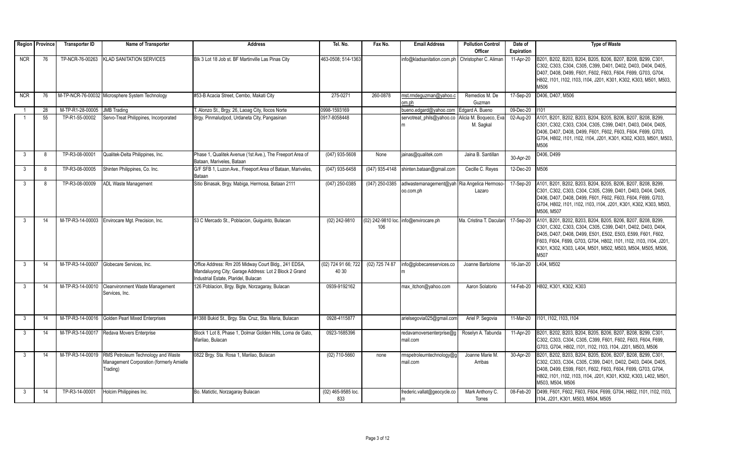| Region | Province | Transporter ID | Name of Transporter | Address | Tel. No. | Fax No. | Email Address | Pollution Control Officer | Date of Expiration | Type of Waste |
|---|---|---|---|---|---|---|---|---|---|---|
| NCR | 76 | TP-NCR-76-00263 | KLAD SANITATION SERVICES | Blk 3 Lot 18 Job st. BF Martinville Las Pinas City | 463-0508; 514-1363 | | info@kladsanitation.com.ph | Christopher C. Aliman | 11-Apr-20 | B201, B202, B203, B204, B205, B206, B207, B208, B299, C301, C302, C303, C304, C305, C399, D401, D402, D403, D404, D405, D407, D408, D499, F601, F602, F603, F604, F699, G703, G704, H802, I101, I102, I103, I104, J201, K301, K302, K303, M501, M503, M506 |
| NCR | 76 | M-TP-NCR-76-00032 | Microsphere System Technology | #53-B Acacia Street, Cembo, Makati City | 275-0271 | 260-0878 | mst.rmdeguzman@yahoo.com.ph | Remedios M. De Guzman | 17-Sep-20 | D406, D407, M506 |
| 1 | 28 | M-TP-R1-28-00005 | JMB Trading | T. Alonzo St., Brgy. 26, Laoag City, Ilocos Norte | 0998-1593169 | | bueno.edgard@yahoo.com | Edgard A. Bueno | 09-Dec-20 | I101 |
| 1 | 55 | TP-R1-55-00002 | Servo-Treat Philippines, Incorporated | Brgy. Pinmaludpod, Urdaneta City, Pangasinan | 0917-8058448 | | servotreat_phils@yahoo.com | Alicia M. Boqueco, Eva M. Sagkal | 02-Aug-20 | A101, B201, B202, B203, B204, B205, B206, B207, B208, B299, C301, C302, C303, C304, C305, C399, D401, D403, D404, D405, D406, D407, D408, D499, F601, F602, F603, F604, F699, G703, G704, H802, I101, I102, I104, J201, K301, K302, K303, M501, M503, M506 |
| 3 | 8 | TP-R3-08-00001 | Qualitek-Delta Philippines, Inc. | Phase 1, Qualitek Avenue (1st Ave.), The Freeport Area of Bataan, Mariveles, Bataan | (047) 935-5608 | None | jainas@qualitek.com | Jaina B. Santillan | 30-Apr-20 | D406, D499 |
| 3 | 8 | TP-R3-08-00005 | Shinten Philippines, Co. Inc. | G/F SFB 1, Luzon Ave., Freeport Area of Bataan, Mariveles, Bataan | (047) 935-6458 | (047) 935-4148 | shinten.bataan@gmail.com | Cecille C. Reyes | 12-Dec-20 | M506 |
| 3 | 8 | TP-R3-08-00009 | ADL Waste Management | Sitio Binasak, Brgy. Mabiga, Hermosa, Bataan 2111 | (047) 250-0385 | (047) 250-0385 | adlwastemanagement@yahoo.com.ph | Ria Angelica Hermoso-Lazaro | 17-Sep-20 | A101, B201, B202, B203, B204, B205, B206, B207, B208, B299, C301, C302, C303, C304, C305, C399, D401, D403, D404, D405, D406, D407, D408, D499, F601, F602, F603, F604, F699, G703, G704, H802, I101, I102, I103, I104, J201, K301, K302, K303, M503, M506, M507 |
| 3 | 14 | M-TP-R3-14-00003 | Envirocare Mgt. Precision, Inc. | 53 C Mercado St., Poblacion, Guiguinto, Bulacan | (02) 242-9810 | (02) 242-9810 loc. 106 | info@envirocare.ph | Ma. Cristina T. Daculan | 17-Sep-20 | A101, B201, B202, B203, B204, B205, B206, B207, B208, B299, C301, C302, C303, C304, C305, C399, D401, D402, D403, D404, D405, D407, D408, D499, E501, E502, E503, E599, F601, F602, F603, F604, F699, G703, G704, H802, I101, I102, I103, I104, J201, K301, K302, K303, L404, M501, M502, M503, M504, M505, M506, M507 |
| 3 | 14 | M-TP-R3-14-00007 | Globecare Services, Inc. | Office Address: Rm 205 Midway Court Bldg., 241 EDSA, Mandaluyong City; Garage Address: Lot 2 Block 2 Grand Industrial Estate, Plaridel, Bulacan | (02) 724 91 66; 722 40 30 | (02) 725 74 87 | info@globecareservices.com | Joanne Bartolome | 16-Jan-20 | L404, M502 |
| 3 | 14 | M-TP-R3-14-00010 | Cleanvironment Waste Management Services, Inc. | 126 Poblacion, Brgy. Bigte, Norzagaray, Bulacan | 0939-9192162 | | max_itchon@yahoo.com | Aaron Solatorio | 14-Feb-20 | H802, K301, K302, K303 |
| 3 | 14 | M-TP-R3-14-00016 | Golden Pearl Mixed Enterprises | #1388 Bukid St., Brgy. Sta. Cruz, Sta. Maria, Bulacan | 0928-4115877 | | arielsegovia025@gmail.com | Ariel P. Segovia | 11-Mar-20 | I101, I102, I103, I104 |
| 3 | 14 | M-TP-R3-14-00017 | Redava Movers Enterprise | Block 1 Lot 8, Phase 1, Dolmar Golden Hills, Loma de Gato, Marilao, Bulacan | 0923-1685396 | | redavamoversenterprise@gmail.com | Roselyn A. Tabunda | 11-Apr-20 | B201, B202, B203, B204, B205, B206, B207, B208, B299, C301, C302, C303, C304, C305, C399, F601, F602, F603, F604, F699, G703, G704, H802, I101, I102, I103, I104, J201, M503, M506 |
| 3 | 14 | M-TP-R3-14-00019 | RMS Petroleum Technology and Waste Management Corporation (formerly Arnielle Trading) | 0822 Brgy. Sta. Rosa 1, Marilao, Bulacan | (02) 710-5660 | none | rmspetroleumtechnology@gmail.com | Joanne Marie M. Arribas | 30-Apr-20 | B201, B202, B203, B204, B205, B206, B207, B208, B299, C301, C302, C303, C304, C305, C399, D401, D402, D403, D404, D405, D408, D499, E599, F601, F602, F603, F604, F699, G703, G704, H802, I101, I102, I103, I104, J201, K301, K302, K303, L402, M501, M503, M504, M506 |
| 3 | 14 | TP-R3-14-00001 | Holcim Philippines Inc. | Bo. Matictic, Norzagaray Bulacan | (02) 465-9585 loc. 833 | | frederic.vallat@geocycle.com | Mark Anthony C. Torres | 08-Feb-20 | D499, F601, F602, F603, F604, F699, G704, H802, I101, I102, I103, I104, J201, K301, M503, M504, M505 |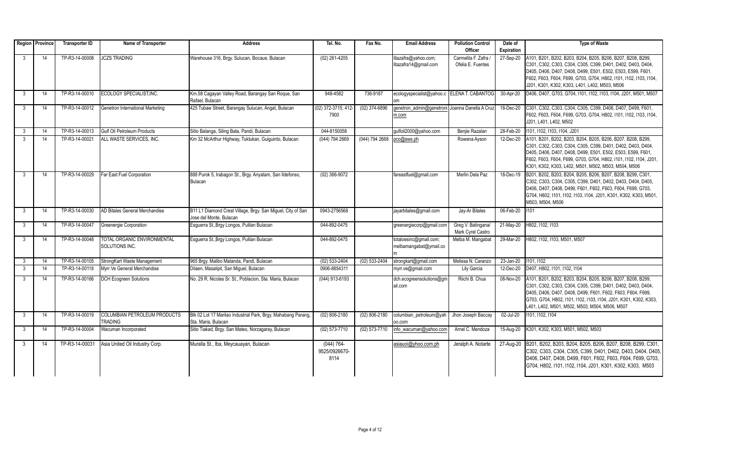| Region | Province | Transporter ID | Name of Transporter | Address | Tel. No. | Fax No. | Email Address | Pollution Control Officer | Date of Expiration | Type of Waste |
|---|---|---|---|---|---|---|---|---|---|---|
| 3 | 14 | TP-R3-14-00008 | JCZS TRADING | Warehouse 316, Brgy. Sulucan, Bocaue, Bulacan | (02) 261-4205 | | litazafra@yahoo.com; litazafra14@gmail.com | Carmelita F. Zafra / Ofelia E. Fuentes | 27-Sep-20 | A101, B201, B202, B203, B204, B205, B206, B207, B208, B299, C301, C302, C303, C304, C305, C399, D401, D402, D403, D404, D405, D406, D407, D408, D499, E501, E502, E503, E599, F601, F602, F603, F604, F699, G703, G704, H802, I101, I102, I103, I104, J201, K301, K302, K303, L401, L402, M503, M506 |
| 3 | 14 | TP-R3-14-00010 | ECOLOGY SPECIALIST,INC. | Km.58 Cagayan Valley Road, Barangay San Roque, San Rafael, Bulacan | 948-4582 | 736-9187 | ecologyspecialist@yahoo.com | ELENA T. CABANTOG | 30-Apr-20 | D406, D407, G703, G704, I101, I102, I103, I104, J201, M501, M507 |
| 3 | 14 | TP-R3-14-00012 | Genetron International Marketing | 425 Tubaw Street, Barangay Sulucan, Angat, Bulacan | (02) 372-3715; 412-7900 | (02) 374-6896 | genetron_admin@genetronm.com | Joanna Danella A Cruz | 18-Dec-20 | C301, C302, C303, C304, C305, C399, D406, D407, D499, F601, F602, F603, F604, F699, G703, G704, H802, I101, I102, I103, I104, J201, L401, L402, M502 |
| 3 | 14 | TP-R3-14-00013 | Gulf Oil Petroleum Products | Sitio Balanga, Siling Bata, Pandi, Bulacan | 044-8150058 | | gulfoil2000@yahoo.com | Benjie Razalan | 28-Feb-20 | I101, I102, I103, I104, J201 |
| 3 | 14 | TP-R3-14-00021 | ALL WASTE SERVICES, INC. | Km 32 McArthur Highway, Tuktukan, Guiguinto, Bulacan | (044) 794 2669 | (044) 794 2668 | pco@aws.ph | Rowena Ayson | 12-Dec-20 | A101, B201, B202, B203, B204, B205, B206, B207, B208, B299, C301, C302, C303, C304, C305, C399, D401, D402, D403, D404, D405, D406, D407, D408, D499, E501, E502, E503, E599, F601, F602, F603, F604, F699, G703, G704, H802, I101, I102, I104, J201, K301, K302, K303, L402, M501, M502, M503, M504, M506 |
| 3 | 14 | TP-R3-14-00029 | Far East Fuel Corporation | 888 Purok 5, Irabagon St., Brgy. Anyatam, San Ildefonso, Bulacan | (02) 366-9072 | | fareastfuel@gmail.com | Merlin Dela Paz | 18-Dec-19 | B201, B202, B203, B204, B205, B206, B207, B208, B299, C301, C302, C303, C304, C305, C399, D401, D402, D403, D404, D405, D406, D407, D408, D499, F601, F602, F603, F604, F699, G703, G704, H802, I101, I102, I103, I104, J201, K301, K302, K303, M501, M503, M504, M506 |
| 3 | 14 | TP-R3-14-00030 | AD Bitales General Merchandise | B11 L1 Diamond Crest Village, Brgy. San Miguel, City of San Jose del Monte, Bulacan | 0943-2756568 | | jayarbitales@gmail.com | Jay-Ar Bitales | 06-Feb-20 | I101 |
| 3 | 14 | TP-R3-14-00047 | Greenergie Corporation | Esguerra St.,Brgy Longos, Pulilan Bulacan | 044-892-0475 | | greenergiecorp@gmail.com | Greg V. Batingana/ Mark Cyrel Castro | 21-May-20 | H802, I102, I103 |
| 3 | 14 | TP-R3-14-00048 | TOTAL ORGANIC ENVIRONMENTAL SOLUTIONS INC. | Esguerra St.,Brgy Longos, Pulilan Bulacan | 044-892-0475 | | totaloesinc@gmail.com; melbamangabat@ymail.com | Melba M. Mangabat | 29-Mar-20 | H802, I102, I103, M501, M507 |
| 3 | 14 | TP-R3-14-00105 | StrongKart Waste Management | 965 Brgy. Malibo Matanda, Pandi, Bulacan | (02) 533-2404 | (02) 533-2404 | strongkart@gmail.com | Melissa N. Caranzo | 23-Jan-20 | I101, I102 |
| 3 | 14 | TP-R3-14-00118 | Myrr Ve General Merchandise | Dilaen, Masalipit, San Miguel, Bulacan | 0906-8854311 | | myrr.ve@gmail.com | Lily Garcia | 12-Dec-20 | D407, H802, I101, I102, I104 |
| 3 | 14 | TP-R3-14-00166 | DCH Ecogreen Solutions | No. 29 R. Nicolas Sr. St., Poblacion, Sta. Maria, Bulacan | (044) 913-6193 | | dch.ecogreensolutions@gmail.com | Riichi B. Chua | 08-Nov-20 | A101, B201, B202, B203, B204, B205, B206, B207, B208, B299, C301, C302, C303, C304, C305, C399, D401, D402, D403, D404, D405, D406, D407, D408, D499, F601, F602, F603, F604, F699, G703, G704, H802, I101, I102, I103, I104, J201, K301, K302, K303, L401, L402, M501, M502, M503, M504, M506, M507 |
| 3 | 14 | TP-R3-14-00019 | COLUMBIAN PETROLEUM PRODUCTS TRADING | Blk 02 Lot 17 Marilao Industrial Park, Brgy. Mahabang Parang, Sta. Maria, Bulacan | (02) 806-2180 | (02) 806-2180 | columbian_petroleum@yahoo.com | Jhon Joseph Baccay | 02-Jul-20 | I101, I102, I104 |
| 3 | 14 | TP-R3-14-00004 | Wacuman Incorporated | Sitio Tiakad, Brgy. San Mateo, Norzagaray, Bulacan | (02) 573-7710 | (02) 573-7710 | info_wacuman@yahoo.com | Arnel C. Mendoza | 15-Aug-20 | K301, K302, K303, M501, M502, M503 |
| 3 | 14 | TP-R3-14-00031 | Asia United Oil Industry Corp. | Muralla St., Iba, Meycauayan, Bulacan | (044) 764-9525/0926670-8114 | | asiauoi@yhoo.com.ph | Jeralph A. Notarte | 27-Aug-20 | B201, B202, B203, B204, B205, B206, B207, B208, B299, C301, C302, C303, C304, C305, C399, D401, D402, D403, D404, D405, D406, D407, D408, D499, F601, F602, F603, F604, F699, G703, G704, H802, I101, I102, I104, J201, K301, K302, K303, M503 |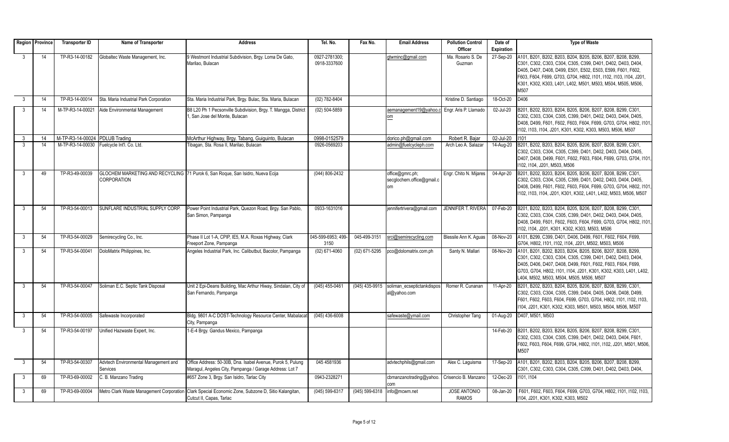| Region | Province | Transporter ID | Name of Transporter | Address | Tel. No. | Fax No. | Email Address | Pollution Control Officer | Date of Expiration | Type of Waste |
|---|---|---|---|---|---|---|---|---|---|---|
| 3 | 14 | TP-R3-14-00182 | Globaltec Waste Management, Inc. | 9 Westmont Industrial Subdivision, Brgy. Loma De Gato, Marilao, Bulacan | 0927-2781300; 0918-3337600 | | gtwminc@gmail.com | Ma. Rosario S. De Guzman | 27-Sep-20 | A101, B201, B202, B203, B204, B205, B206, B207, B208, B299, C301, C302, C303, C304, C305, C399, D401, D402, D403, D404, D405, D407, D408, D499, E501, E502, E503, E599, F601, F602, F603, F604, F699, G703, G704, H802, I101, I102, I103, I104, J201, K301, K302, K303, L401, L402, M501, M503, M504, M505, M506, M507 |
| 3 | 14 | TP-R3-14-00014 | Sta. Maria Industrial Park Corporation | Sta. Maria Industrial Park, Brgy. Bulac, Sta. Maria, Bulacan | (02) 782-8404 | | | Kristine D. Santiago | 18-Oct-20 | D406 |
| 3 | 14 | M-TP-R3-14-00021 | Aide Environmental Management | B8 L20 Ph 1 Pecsonville Subdivision, Brgy. T. Mangga, District 1, San Jose del Monte, Bulacan | (02) 504-5859 | | aemanagement19@yahoo.com | Engr. Aris P. Llamado | 02-Jul-20 | B201, B202, B203, B204, B205, B206, B207, B208, B299, C301, C302, C303, C304, C305, C399, D401, D402, D403, D404, D405, D408, D499, F601, F602, F603, F604, F699, G703, G704, H802, I101, I102, I103, I104, J201, K301, K302, K303, M503, M506, M507 |
| 3 | 14 | M-TP-R3-14-00024 | PDLUB Trading | McArthur Highway, Brgy. Tabang, Guiguinto, Bulacan | 0998-0152579 | | dorico.ph@gmail.com | Robert R. Bajar | 02-Jul-20 | I101 |
| 3 | 14 | M-TP-R3-14-00030 | Fuelcycle Int'l. Co. Ltd. | Tibagan, Sta. Rosa II, Marilao, Bulacan | 0926-0569203 | | admin@fuelcycleph.com | Arch Leo A. Salazar | 14-Aug-20 | B201, B202, B203, B204, B205, B206, B207, B208, B299, C301, C302, C303, C304, C305, C399, D401, D402, D403, D404, D405, D407, D408, D499, F601, F602, F603, F604, F699, G703, G704, I101, I102, I104, J201, M503, M506 |
| 3 | 49 | TP-R3-49-00039 | GLOCHEM MARKETING AND RECYCLING CORPORATION | 71 Purok 6, San Roque, San Isidro, Nueva Ecija | (044) 806-2432 | | office@gmrc.ph; secglochem.office@gmail.com | Engr. Chito N. Mijares | 04-Apr-20 | B201, B202, B203, B204, B205, B206, B207, B208, B299, C301, C302, C303, C304, C305, C399, D401, D402, D403, D404, D405, D408, D499, F601, F602, F603, F604, F699, G703, G704, H802, I101, I102, I103, I104, J201, K301, K302, L401, L402, M503, M506, M507 |
| 3 | 54 | TP-R3-54-00013 | SUNFLARE INDUSTRIAL SUPPLY CORP. | Power Point Industrial Park, Quezon Road, Brgy. San Pablo, San Simon, Pampanga | 0933-1631016 | | jennifertrivera@gmail.com | JENNIFER T. RIVERA | 07-Feb-20 | B201, B202, B203, B204, B205, B206, B207, B208, B299, C301, C302, C303, C304, C305, C399, D401, D402, D403, D404, D405, D408, D499, F601, F602, F603, F604, F699, G703, G704, H802, I101, I102, I104, J201, K301, K302, K303, M503, M506 |
| 3 | 54 | TP-R3-54-00029 | Semirecycling Co., Inc. | Phase II Lot 1-A, CPIP, IE5, M.A. Roxas Highway, Clark Freeport Zone, Pampanga | 045-599-6953; 499-3150 | 045-499-3151 | srci@semirecycling.com | Blessile Ann K. Aguas | 08-Nov-20 | A101, B299, C399, D401, D406, D499, F601, F602, F604, F699, G704, H802, I101, I102, I104, J201, M502, M503, M506 |
| 3 | 54 | TP-R3-54-00041 | DoloMatrix Philippines, Inc. | Angeles Industrial Park, Inc. Calibutbut, Bacolor, Pampanga | (02) 671-4060 | (02) 671-5295 | pco@dolomatrix.com.ph | Santy N. Mallari | 08-Nov-20 | A101, B201, B202, B203, B204, B205, B206, B207, B208, B299, C301, C302, C303, C304, C305, C399, D401, D402, D403, D404, D405, D406, D407, D408, D499, F601, F602, F603, F604, F699, G703, G704, H802, I101, I104, J201, K301, K302, K303, L401, L402, L404, M502, M503, M504, M505, M506, M507 |
| 3 | 54 | TP-R3-54-00047 | Soliman E.C. Septic Tank Disposal | Unit 2 Epi-Deans Building, Mac Arthur Hiway, Sindalan, City of San Fernando, Pampanga | (045) 455-0461 | (045) 435-9915 | soliman_ecseptictankdisposal@yahoo.com | Romer R. Cunanan | 11-Apr-20 | B201, B202, B203, B204, B205, B206, B207, B208, B299, C301, C302, C303, C304, C305, C399, D404, D405, D406, D408, D499, F601, F602, F603, F604, F699, G703, G704, H802, I101, I102, I103, I104, J201, K301, K302, K303, M501, M503, M504, M506, M507 |
| 3 | 54 | TP-R3-54-00005 | Safewaste Incorporated | Bldg. 9801 A-C DOST-Technology Resource Center, Mabalacat City, Pampanga | (045) 436-6008 | | safewaste@ymail.com | Christopher Tang | 01-Aug-20 | D407, M501, M503 |
| 3 | 54 | TP-R3-54-00197 | Unified Hazwaste Expert, Inc. | 1-E-4 Brgy. Gandus Mexico, Pampanga | | | | | 14-Feb-20 | B201, B202, B203, B204, B205, B206, B207, B208, B299, C301, C302, C303, C304, C305, C399, D401, D402, D403, D404, F601, F602, F603, F604, F699, G704, H802, I101, I102, J201, M501, M506, M507 |
| 3 | 54 | TP-R3-54-00307 | Advtech Environmental Management and Services | Office Address: 50-30B, Dna. Isabel Avenue, Purok 5, Pulung Maragul, Angeles City, Pampanga / Garage Address: Lot 7 | 045 4581936 | | advtechphils@gmail.com | Alex C. Laguisma | 17-Sep-20 | A101, B201, B202, B203, B204, B205, B206, B207, B208, B299, C301, C302, C303, C304, C305, C399, D401, D402, D403, D404, |
| 3 | 69 | TP-R3-69-00002 | C. B. Manzano Trading | #657 Zone 3, Brgy. San Isidro, Tarlac City | 0943-2328271 | | cbmanzanotrading@yahoo.com | Crisencio B. Manzano | 12-Dec-20 | I101, I104 |
| 3 | 69 | TP-R3-69-00004 | Metro Clark Waste Management Corporation | Clark Special Economic Zone, Subzone D, Sitio Kalangitan, Cutcut II, Capas, Tarlac | (045) 599-6317 | (045) 599-6318 | info@mcwm.net | JOSE ANTONIO RAMOS | 08-Jan-20 | F601, F602, F603, F604, F699, G703, G704, H802, I101, I102, I103, I104, J201, K301, K302, K303, M502 |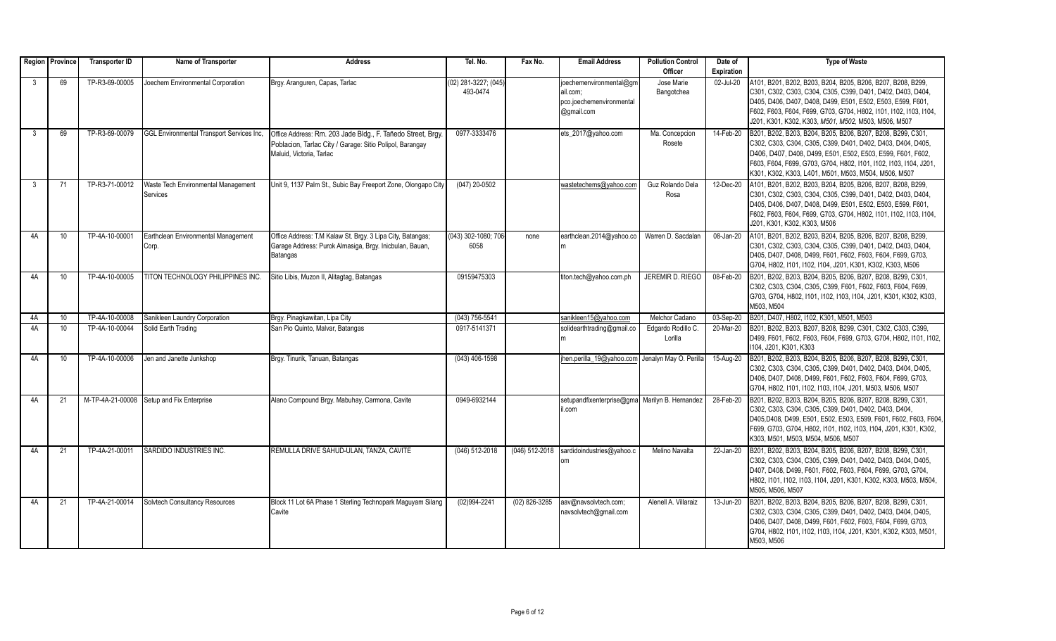| Region | Province | Transporter ID | Name of Transporter | Address | Tel. No. | Fax No. | Email Address | Pollution Control Officer | Date of Expiration | Type of Waste |
|---|---|---|---|---|---|---|---|---|---|---|
| 3 | 69 | TP-R3-69-00005 | Joechem Environmental Corporation | Brgy. Aranguren, Capas, Tarlac | (02) 281-3227; (045) 493-0474 | | joechemenvironmental@gmail.com; pco.joechemenvironmental@gmail.com | Jose Marie Bangotchea | 02-Jul-20 | A101, B201, B202, B203, B204, B205, B206, B207, B208, B299, C301, C302, C303, C304, C305, C399, D401, D402, D403, D404, D405, D406, D407, D408, D499, E501, E502, E503, E599, F601, F602, F603, F604, F699, G703, G704, H802, I101, I102, I103, I104, J201, K301, K302, K303, *M501, M502,* M503, M506, M507 |
| 3 | 69 | TP-R3-69-00079 | GGL Environmental Transport Services Inc, | Office Address: Rm. 203 Jade Bldg., F. Tañedo Street, Brgy. Poblacion, Tarlac City / Garage: Sitio Polipol, Barangay Maluid, Victoria, Tarlac | 0977-3333476 | | ets_2017@yahoo.com | Ma. Concepcion Rosete | 14-Feb-20 | B201, B202, B203, B204, B205, B206, B207, B208, B299, C301, C302, C303, C304, C305, C399, D401, D402, D403, D404, D405, D406, D407, D408, D499, E501, E502, E503, E599, F601, F602, F603, F604, F699, G703, G704, H802, I101, I102, I103, I104, J201, K301, K302, K303, L401, M501, M503, M504, M506, M507 |
| 3 | 71 | TP-R3-71-00012 | Waste Tech Environmental Management Services | Unit 9, 1137 Palm St., Subic Bay Freeport Zone, Olongapo City | (047) 20-0502 | | wastetechems@yahoo.com | Guz Rolando Dela Rosa | 12-Dec-20 | A101, B201, B202, B203, B204, B205, B206, B207, B208, B299, C301, C302, C303, C304, C305, C399, D401, D402, D403, D404, D405, D406, D407, D408, D499, E501, E502, E503, E599, F601, F602, F603, F604, F699, G703, G704, H802, I101, I102, I103, I104, J201, K301, K302, K303, M506 |
| 4A | 10 | TP-4A-10-00001 | Earthclean Environmental Management Corp. | Office Address: T.M Kalaw St. Brgy. 3 Lipa City, Batangas; Garage Address: Purok Almasiga, Brgy. Inicbulan, Bauan, Batangas | (043) 302-1080; 706 6058 | none | earthclean.2014@yahoo.com | Warren D. Sacdalan | 08-Jan-20 | A101, B201, B202, B203, B204, B205, B206, B207, B208, B299, C301, C302, C303, C304, C305, C399, D401, D402, D403, D404, D405, D407, D408, D499, F601, F602, F603, F604, F699, G703, G704, H802, I101, I102, I104, J201, K301, K302, K303, M506 |
| 4A | 10 | TP-4A-10-00005 | TITON TECHNOLOGY PHILIPPINES INC. | Sitio Libis, Muzon II, Alitagtag, Batangas | 09159475303 | | titon.tech@yahoo.com.ph | JEREMIR D. RIEGO | 08-Feb-20 | B201, B202, B203, B204, B205, B206, B207, B208, B299, C301, C302, C303, C304, C305, C399, F601, F602, F603, F604, F699, G703, G704, H802, I101, I102, I103, I104, J201, K301, K302, K303, M503, M504 |
| 4A | 10 | TP-4A-10-00008 | Sanikleen Laundry Corporation | Brgy. Pinagkawitan, Lipa City | (043) 756-5541 | | sanikleen15@yahoo.com | Melchor Cadano | 03-Sep-20 | B201, D407, H802, I102, K301, M501, M503 |
| 4A | 10 | TP-4A-10-00044 | Solid Earth Trading | San Pio Quinto, Malvar, Batangas | 0917-5141371 | | solidearthtrading@gmail.com | Edgardo Rodillo C. Lorilla | 20-Mar-20 | B201, B202, B203, B207, B208, B299, C301, C302, C303, C399, D499, F601, F602, F603, F604, F699, G703, G704, H802, I101, I102, I104, J201, K301, K303 |
| 4A | 10 | TP-4A-10-00006 | Jen and Janette Junkshop | Brgy. Tinurik, Tanuan, Batangas | (043) 406-1598 | | jhen.perilla_19@yahoo.com | Jenalyn May O. Perilla | 15-Aug-20 | B201, B202, B203, B204, B205, B206, B207, B208, B299, C301, C302, C303, C304, C305, C399, D401, D402, D403, D404, D405, D406, D407, D408, D499, F601, F602, F603, F604, F699, G703, G704, H802, I101, I102, I103, I104, J201, M503, M506, M507 |
| 4A | 21 | M-TP-4A-21-00008 | Setup and Fix Enterprise | Alano Compound Brgy. Mabuhay, Carmona, Cavite | 0949-6932144 | | setupandfixenterprise@gmail.com | Marilyn B. Hernandez | 28-Feb-20 | B201, B202, B203, B204, B205, B206, B207, B208, B299, C301, C302, C303, C304, C305, C399, D401, D402, D403, D404, D405,D408, D499, E501, E502, E503, E599, F601, F602, F603, F604, F699, G703, G704, H802, I101, I102, I103, I104, J201, K301, K302, K303, M501, M503, M504, M506, M507 |
| 4A | 21 | TP-4A-21-00011 | SARDIDO INDUSTRIES INC. | REMULLA DRIVE SAHUD-ULAN, TANZA, CAVITE | (046) 512-2018 | (046) 512-2018 | sardidoindustries@yahoo.com | Melino Navalta | 22-Jan-20 | B201, B202, B203, B204, B205, B206, B207, B208, B299, C301, C302, C303, C304, C305, C399, D401, D402, D403, D404, D405, D407, D408, D499, F601, F602, F603, F604, F699, G703, G704, H802, I101, I102, I103, I104, J201, K301, K302, K303, M503, M504, M505, M506, M507 |
| 4A | 21 | TP-4A-21-00014 | Solvtech Consultancy Resources | Block 11 Lot 6A Phase 1 Sterling Technopark Maguyam Silang Cavite | (02)994-2241 | (02) 826-3285 | aav@navsolvtech.com; navsolvtech@gmail.com | Alenell A. Villaraiz | 13-Jun-20 | B201, B202, B203, B204, B205, B206, B207, B208, B299, C301, C302, C303, C304, C305, C399, D401, D402, D403, D404, D405, D406, D407, D408, D499, F601, F602, F603, F604, F699, G703, G704, H802, I101, I102, I103, I104, J201, K301, K302, K303, M501, M503, M506 |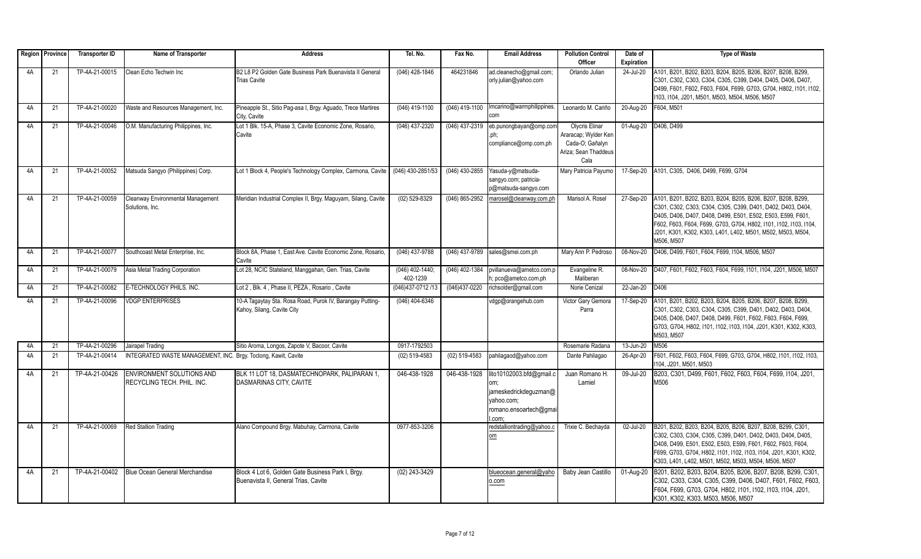| Region | Province | Transporter ID | Name of Transporter | Address | Tel. No. | Fax No. | Email Address | Pollution Control Officer | Date of Expiration | Type of Waste |
|---|---|---|---|---|---|---|---|---|---|---|
| 4A | 21 | TP-4A-21-00015 | Clean Echo Techwin Inc | B2 L8 P2 Golden Gate Business Park Buenavista II General Trias Cavite | (046) 428-1846 | 464231846 | ad.cleanecho@gmail.com; orly.julian@yahoo.com | Orlando Julian | 24-Jul-20 | A101, B201, B202, B203, B204, B205, B206, B207, B208, B299, C301, C302, C303, C304, C305, C399, D404, D405, D406, D407, D499, F601, F602, F603, F604, F699, G703, G704, H802, I101, I102, I103, I104, J201, M501, M503, M504, M506, M507 |
| 4A | 21 | TP-4A-21-00020 | Waste and Resources Management, Inc. | Pineapple St., Sitio Pag-asa I, Brgy. Aguado, Trece Martires City, Cavite | (046) 419-1100 | (046) 419-1100 | lmcarino@warmphilippines.com | Leonardo M. Cariño | 20-Aug-20 | F604, M501 |
| 4A | 21 | TP-4A-21-00046 | O.M. Manufacturing Philippines, Inc. | Lot 1 Blk. 15-A, Phase 3, Cavite Economic Zone, Rosario, Cavite | (046) 437-2320 | (046) 437-2319 | eb.punongbayan@omp.com.ph; compliance@omp.com.ph | Olycris Elinar Araracap; Wylder Ken Cada-O; Gañalyn Ariza; Sean Thaddeus Cala | 01-Aug-20 | D406, D499 |
| 4A | 21 | TP-4A-21-00052 | Matsuda Sangyo (Philippines) Corp. | Lot 1 Block 4, People's Technology Complex, Carmona, Cavite | (046) 430-2851/53 | (046) 430-2855 | Yasuda-y@matsuda-sangyo.com; patricia-p@matsuda-sangyo.com | Mary Patricia Payumo | 17-Sep-20 | A101, C305, D406, D499, F699, G704 |
| 4A | 21 | TP-4A-21-00059 | Cleanway Environmental Management Solutions, Inc. | Meridian Industrial Complex II, Brgy. Maguyam, Silang, Cavite | (02) 529-8329 | (046) 865-2952 | marosel@cleanway.com.ph | Marisol A. Rosel | 27-Sep-20 | A101, B201, B202, B203, B204, B205, B206, B207, B208, B299, C301, C302, C303, C304, C305, C399, D401, D402, D403, D404, D405, D406, D407, D408, D499, E501, E502, E503, E599, F601, F602, F603, F604, F699, G703, G704, H802, I101, I102, I103, I104, J201, K301, K302, K303, L401, L402, M501, M502, M503, M504, M506, M507 |
| 4A | 21 | TP-4A-21-00077 | Southcoast Metal Enterprise, Inc. | Block 8A, Phase 1, East Ave. Cavite Economic Zone, Rosario, Cavite | (046) 437-9788 | (046) 437-9789 | sales@smei.com.ph | Mary Ann P. Pedroso | 08-Nov-20 | D406, D499, F601, F604, F699, I104, M506, M507 |
| 4A | 21 | TP-4A-21-00079 | Asia Metal Trading Corporation | Lot 28, NCIC Stateland, Manggahan, Gen. Trias, Cavite | (046) 402-1440; 402-1239 | (046) 402-1384 | pvillanueva@ametco.com.ph; pco@ametco.com.ph | Evangeline R. Maliberan | 08-Nov-20 | D407, F601, F602, F603, F604, F699, I101, I104, J201, M506, M507 |
| 4A | 21 | TP-4A-21-00082 | E-TECHNOLOGY PHILS. INC. | Lot 2 , Blk. 4 , Phase II, PEZA , Rosario , Cavite | (046)437-0712 /13 | (046)437-0220 | richsolder@gmail.com | Norie Cenizal | 22-Jan-20 | D406 |
| 4A | 21 | TP-4A-21-00096 | VDGP ENTERPRISES | 10-A Tagaytay Sta. Rosa Road, Purok IV, Barangay Putting-Kahoy, Silang, Cavite City | (046) 404-6346 | | vdgp@orangehub.com | Victor Gary Gemora Parra | 17-Sep-20 | A101, B201, B202, B203, B204, B205, B206, B207, B208, B299, C301, C302, C303, C304, C305, C399, D401, D402, D403, D404, D405, D406, D407, D408, D499, F601, F602, F603, F604, F699, G703, G704, H802, I101, I102, I103, I104, J201, K301, K302, K303, M503, M507 |
| 4A | 21 | TP-4A-21-00296 | Jairapel Trading | Sitio Aroma, Longos, Zapote V, Bacoor, Cavite | 0917-1792503 | | | Rosemarie Radana | 13-Jun-20 | M506 |
| 4A | 21 | TP-4A-21-00414 | INTEGRATED WASTE MANAGEMENT, INC. | Brgy. Toclong, Kawit, Cavite | (02) 519-4583 | (02) 519-4583 | pahilagaod@yahoo.com | Dante Pahilagao | 26-Apr-20 | F601, F602, F603, F604, F699, G703, G704, H802, I101, I102, I103, I104, J201, M501, M503 |
| 4A | 21 | TP-4A-21-00426 | ENVIRONMENT SOLUTIONS AND RECYCLING TECH. PHIL. INC. | BLK 11 LOT 18, DASMATECHNOPARK, PALIPARAN 1, DASMARINAS CITY, CAVITE | 046-438-1928 | 046-438-1928 | lito10102003.bfd@gmail.com; jameskedrickdeguzman@yahoo.com; romano.ensoartech@gmail.com; | Juan Romano H. Lamiel | 09-Jul-20 | B203, C301, D499, F601, F602, F603, F604, F699, I104, J201, M506 |
| 4A | 21 | TP-4A-21-00069 | Red Stallion Trading | Alano Compound Brgy. Mabuhay, Carmona, Cavite | 0977-853-3206 | | redstalliontrading@yahoo.com | Trixie C. Bechayda | 02-Jul-20 | B201, B202, B203, B204, B205, B206, B207, B208, B299, C301, C302, C303, C304, C305, C399, D401, D402, D403, D404, D405, D408, D499, E501, E502, E503, E599, F601, F602, F603, F604, F699, G703, G704, H802, I101, I102, I103, I104, J201, K301, K302, K303, L401, L402, M501, M502, M503, M504, M506, M507 |
| 4A | 21 | TP-4A-21-00402 | Blue Ocean General Merchandise | Block 4 Lot 6, Golden Gate Business Park I, Brgy. Buenavista II, General Trias, Cavite | (02) 243-3429 | | blueocean.general@yahoo.com | Baby Jean Castillo | 01-Aug-20 | B201, B202, B203, B204, B205, B206, B207, B208, B299, C301, C302, C303, C304, C305, C399, D406, D407, F601, F602, F603, F604, F699, G703, G704, H802, I101, I102, I103, I104, J201, K301, K302, K303, M503, M506, M507 |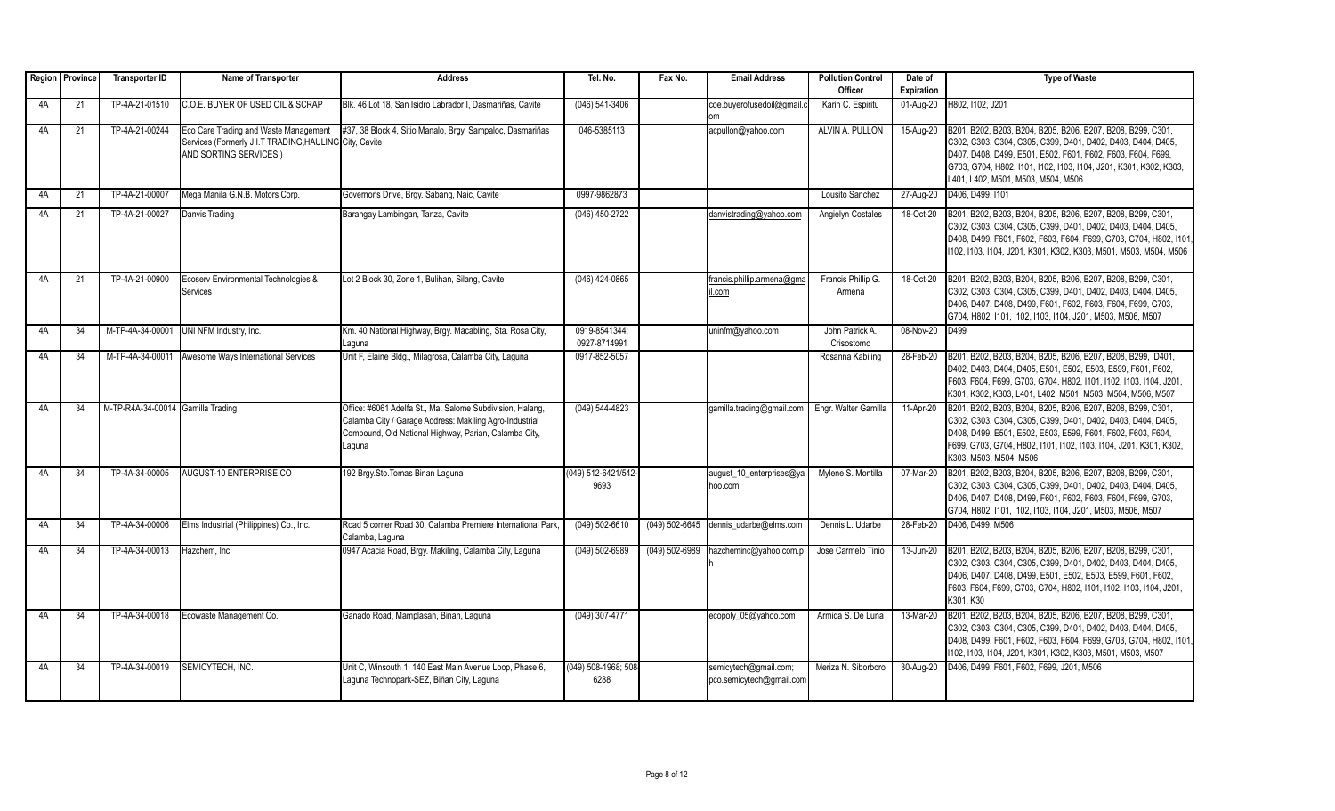| Region | Province | Transporter ID | Name of Transporter | Address | Tel. No. | Fax No. | Email Address | Pollution Control Officer | Date of Expiration | Type of Waste |
|---|---|---|---|---|---|---|---|---|---|---|
| 4A | 21 | TP-4A-21-01510 | C.O.E. BUYER OF USED OIL & SCRAP | Blk. 46 Lot 18, San Isidro Labrador I, Dasmariñas, Cavite | (046) 541-3406 | | coe.buyerofusedoil@gmail.com | Karin C. Espiritu | 01-Aug-20 | H802, I102, J201 |
| 4A | 21 | TP-4A-21-00244 | Eco Care Trading and Waste Management Services (Formerly J.I.T TRADING,HAULING AND SORTING SERVICES ) | #37, 38 Block 4, Sitio Manalo, Brgy. Sampaloc, Dasmariñas City, Cavite | 046-5385113 | | acpullon@yahoo.com | ALVIN A. PULLON | 15-Aug-20 | B201, B202, B203, B204, B205, B206, B207, B208, B299, C301, C302, C303, C304, C305, C399, D401, D402, D403, D404, D405, D407, D408, D499, E501, E502, F601, F602, F603, F604, F699, G703, G704, H802, I101, I102, I103, I104, J201, K301, K302, K303, L401, L402, M501, M503, M504, M506 |
| 4A | 21 | TP-4A-21-00007 | Mega Manila G.N.B. Motors Corp. | Governor's Drive, Brgy. Sabang, Naic, Cavite | 0997-9862873 | | | Lousito Sanchez | 27-Aug-20 | D406, D499, I101 |
| 4A | 21 | TP-4A-21-00027 | Danvis Trading | Barangay Lambingan, Tanza, Cavite | (046) 450-2722 | | danvistrading@yahoo.com | Angielyn Costales | 18-Oct-20 | B201, B202, B203, B204, B205, B206, B207, B208, B299, C301, C302, C303, C304, C305, C399, D401, D402, D403, D404, D405, D408, D499, F601, F602, F603, F604, F699, G703, G704, H802, I101, I102, I103, I104, J201, K301, K302, K303, M501, M503, M504, M506 |
| 4A | 21 | TP-4A-21-00900 | Ecoserv Environmental Technologies & Services | Lot 2 Block 30, Zone 1, Bulihan, Silang, Cavite | (046) 424-0865 | | francis.phillip.armena@gmail.com | Francis Phillip G. Armena | 18-Oct-20 | B201, B202, B203, B204, B205, B206, B207, B208, B299, C301, C302, C303, C304, C305, C399, D401, D402, D403, D404, D405, D406, D407, D408, D499, F601, F602, F603, F604, F699, G703, G704, H802, I101, I102, I103, I104, J201, M503, M506, M507 |
| 4A | 34 | M-TP-4A-34-00001 | UNI NFM Industry, Inc. | Km. 40 National Highway, Brgy. Macabling, Sta. Rosa City, Laguna | 0919-8541344; 0927-8714991 | | uninfm@yahoo.com | John Patrick A. Crisostomo | 08-Nov-20 | D499 |
| 4A | 34 | M-TP-4A-34-00011 | Awesome Ways International Services | Unit F, Elaine Bldg., Milagrosa, Calamba City, Laguna | 0917-852-5057 | | | Rosanna Kabiling | 28-Feb-20 | B201, B202, B203, B204, B205, B206, B207, B208, B299, D401, D402, D403, D404, D405, E501, E502, E503, E599, F601, F602, F603, F604, F699, G703, G704, H802, I101, I102, I103, I104, J201, K301, K302, K303, L401, L402, M501, M503, M504, M506, M507 |
| 4A | 34 | M-TP-R4A-34-00014 | Gamilla Trading | Office: #6061 Adelfa St., Ma. Salome Subdivision, Halang, Calamba City / Garage Address: Makiling Agro-Industrial Compound, Old National Highway, Parian, Calamba City, Laguna | (049) 544-4823 | | gamilla.trading@gmail.com | Engr. Walter Gamilla | 11-Apr-20 | B201, B202, B203, B204, B205, B206, B207, B208, B299, C301, C302, C303, C304, C305, C399, D401, D402, D403, D404, D405, D408, D499, E501, E502, E503, E599, F601, F602, F603, F604, F699, G703, G704, H802, I101, I102, I103, I104, J201, K301, K302, K303, M503, M504, M506 |
| 4A | 34 | TP-4A-34-00005 | AUGUST-10 ENTERPRISE CO | 192 Brgy.Sto.Tomas Binan Laguna | (049) 512-6421/542-9693 | | august_10_enterprises@yahoo.com | Mylene S. Montilla | 07-Mar-20 | B201, B202, B203, B204, B205, B206, B207, B208, B299, C301, C302, C303, C304, C305, C399, D401, D402, D403, D404, D405, D406, D407, D408, D499, F601, F602, F603, F604, F699, G703, G704, H802, I101, I102, I103, I104, J201, M503, M506, M507 |
| 4A | 34 | TP-4A-34-00006 | Elms Industrial (Philippines) Co., Inc. | Road 5 corner Road 30, Calamba Premiere International Park, Calamba, Laguna | (049) 502-6610 | (049) 502-6645 | dennis_udarbe@elms.com | Dennis L. Udarbe | 28-Feb-20 | D406, D499, M506 |
| 4A | 34 | TP-4A-34-00013 | Hazchem, Inc. | 0947 Acacia Road, Brgy. Makiling, Calamba City, Laguna | (049) 502-6989 | (049) 502-6989 | hazcheminc@yahoo.com.ph | Jose Carmelo Tinio | 13-Jun-20 | B201, B202, B203, B204, B205, B206, B207, B208, B299, C301, C302, C303, C304, C305, C399, D401, D402, D403, D404, D405, D406, D407, D408, D499, E501, E502, E503, E599, F601, F602, F603, F604, F699, G703, G704, H802, I101, I102, I103, I104, J201, K301, K30 |
| 4A | 34 | TP-4A-34-00018 | Ecowaste Management Co. | Ganado Road, Mamplasan, Binan, Laguna | (049) 307-4771 | | ecopoly_05@yahoo.com | Armida S. De Luna | 13-Mar-20 | B201, B202, B203, B204, B205, B206, B207, B208, B299, C301, C302, C303, C304, C305, C399, D401, D402, D403, D404, D405, D408, D499, F601, F602, F603, F604, F699, G703, G704, H802, I101, I102, I103, I104, J201, K301, K302, K303, M501, M503, M507 |
| 4A | 34 | TP-4A-34-00019 | SEMICYTECH, INC. | Unit C, Winsouth 1, 140 East Main Avenue Loop, Phase 6, Laguna Technopark-SEZ, Biñan City, Laguna | (049) 508-1968; 508 6288 | | semicytech@gmail.com; pco.semicytech@gmail.com | Meriza N. Siborboro | 30-Aug-20 | D406, D499, F601, F602, F699, J201, M506 |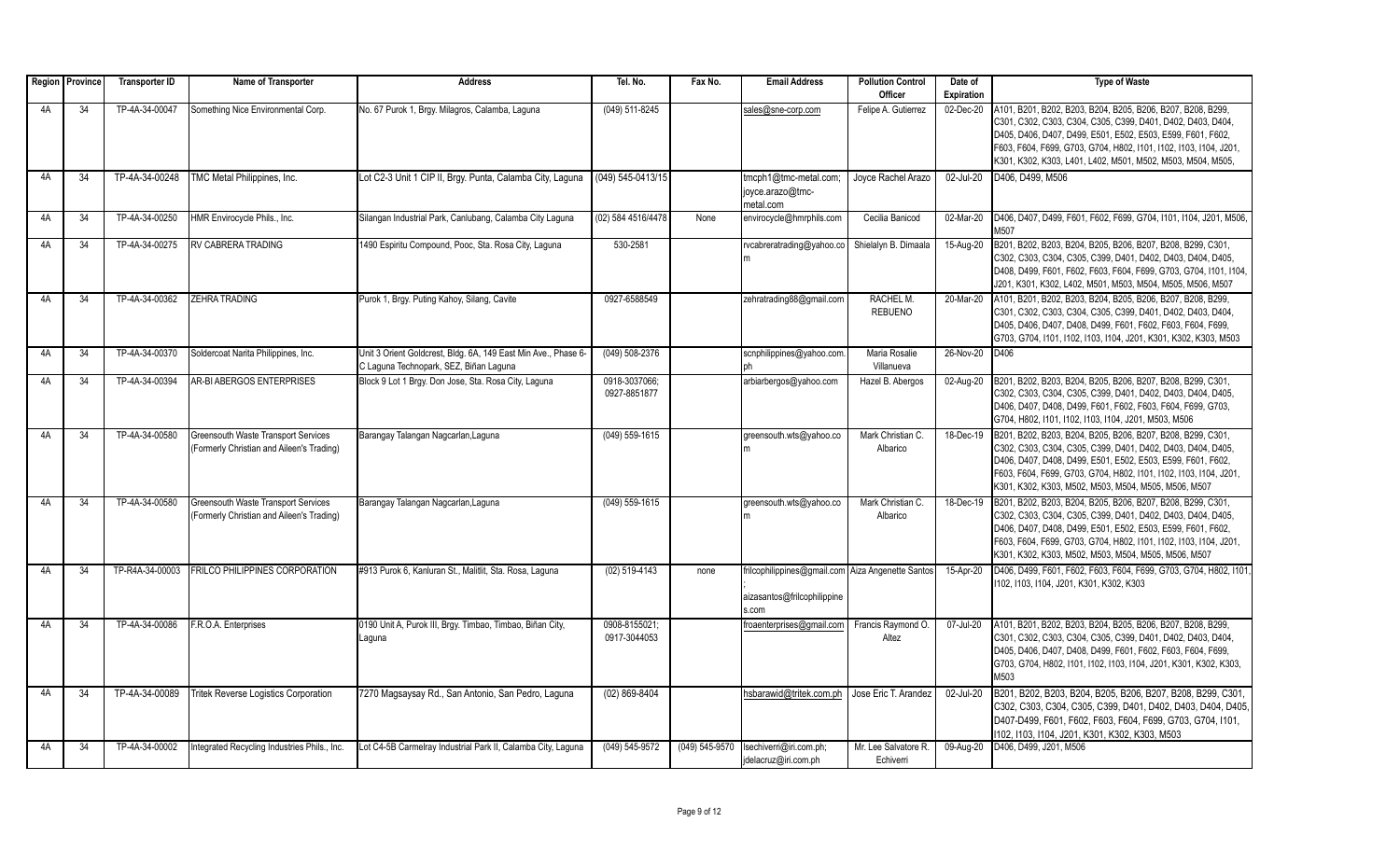| Region | Province | Transporter ID | Name of Transporter | Address | Tel. No. | Fax No. | Email Address | Pollution Control Officer | Date of Expiration | Type of Waste |
|---|---|---|---|---|---|---|---|---|---|---|
| 4A | 34 | TP-4A-34-00047 | Something Nice Environmental Corp. | No. 67 Purok 1, Brgy. Milagros, Calamba, Laguna | (049) 511-8245 | | sales@sne-corp.com | Felipe A. Gutierrez | 02-Dec-20 | A101, B201, B202, B203, B204, B205, B206, B207, B208, B299, C301, C302, C303, C304, C305, C399, D401, D402, D403, D404, D405, D406, D407, D499, E501, E502, E503, E599, F601, F602, F603, F604, F699, G703, G704, H802, I101, I102, I103, I104, J201, K301, K302, K303, L401, L402, M501, M502, M503, M504, M505, |
| 4A | 34 | TP-4A-34-00248 | TMC Metal Philippines, Inc. | Lot C2-3 Unit 1 CIP II, Brgy. Punta, Calamba City, Laguna | (049) 545-0413/15 | | tmcph1@tmc-metal.com; joyce.arazo@tmc-metal.com | Joyce Rachel Arazo | 02-Jul-20 | D406, D499, M506 |
| 4A | 34 | TP-4A-34-00250 | HMR Envirocycle Phils., Inc. | Silangan Industrial Park, Canlubang, Calamba City Laguna | (02) 584 4516/4478 | None | envirocycle@hmrphils.com | Cecilia Banicod | 02-Mar-20 | D406, D407, D499, F601, F602, F699, G704, I101, I104, J201, M506, M507 |
| 4A | 34 | TP-4A-34-00275 | RV CABRERA TRADING | 1490 Espiritu Compound, Pooc, Sta. Rosa City, Laguna | 530-2581 | | rvcabreratrading@yahoo.com | Shielalyn B. Dimaala | 15-Aug-20 | B201, B202, B203, B204, B205, B206, B207, B208, B299, C301, C302, C303, C304, C305, C399, D401, D402, D403, D404, D405, D408, D499, F601, F602, F603, F604, F699, G703, G704, I101, I104, J201, K301, K302, L402, M501, M503, M504, M505, M506, M507 |
| 4A | 34 | TP-4A-34-00362 | ZEHRA TRADING | Purok 1, Brgy. Puting Kahoy, Silang, Cavite | 0927-6588549 | | zehratrading88@gmail.com | RACHEL M. REBUENO | 20-Mar-20 | A101, B201, B202, B203, B204, B205, B206, B207, B208, B299, C301, C302, C303, C304, C305, C399, D401, D402, D403, D404, D405, D406, D407, D408, D499, F601, F602, F603, F604, F699, G703, G704, I101, I102, I103, I104, J201, K301, K302, K303, M503 |
| 4A | 34 | TP-4A-34-00370 | Soldercoat Narita Philippines, Inc. | Unit 3 Orient Goldcrest, Bldg. 6A, 149 East Min Ave., Phase 6-C Laguna Technopark, SEZ, Biñan Laguna | (049) 508-2376 | | scnphilippines@yahoo.com.ph | Maria Rosalie Villanueva | 26-Nov-20 | D406 |
| 4A | 34 | TP-4A-34-00394 | AR-BI ABERGOS ENTERPRISES | Block 9 Lot 1 Brgy. Don Jose, Sta. Rosa City, Laguna | 0918-3037066; 0927-8851877 | | arbiarbergos@yahoo.com | Hazel B. Abergos | 02-Aug-20 | B201, B202, B203, B204, B205, B206, B207, B208, B299, C301, C302, C303, C304, C305, C399, D401, D402, D403, D404, D405, D406, D407, D408, D499, F601, F602, F603, F604, F699, G703, G704, H802, I101, I102, I103, I104, J201, M503, M506 |
| 4A | 34 | TP-4A-34-00580 | Greensouth Waste Transport Services (Formerly Christian and Aileen's Trading) | Barangay Talangan Nagcarlan,Laguna | (049) 559-1615 | | greensouth.wts@yahoo.com | Mark Christian C. Albarico | 18-Dec-19 | B201, B202, B203, B204, B205, B206, B207, B208, B299, C301, C302, C303, C304, C305, C399, D401, D402, D403, D404, D405, D406, D407, D408, D499, E501, E502, E503, E599, F601, F602, F603, F604, F699, G703, G704, H802, I101, I102, I103, I104, J201, K301, K302, K303, M502, M503, M504, M505, M506, M507 |
| 4A | 34 | TP-4A-34-00580 | Greensouth Waste Transport Services (Formerly Christian and Aileen's Trading) | Barangay Talangan Nagcarlan,Laguna | (049) 559-1615 | | greensouth.wts@yahoo.com | Mark Christian C. Albarico | 18-Dec-19 | B201, B202, B203, B204, B205, B206, B207, B208, B299, C301, C302, C303, C304, C305, C399, D401, D402, D403, D404, D405, D406, D407, D408, D499, E501, E502, E503, E599, F601, F602, F603, F604, F699, G703, G704, H802, I101, I102, I103, I104, J201, K301, K302, K303, M502, M503, M504, M505, M506, M507 |
| 4A | 34 | TP-R4A-34-00003 | FRILCO PHILIPPINES CORPORATION | #913 Purok 6, Kanluran St., Malitlit, Sta. Rosa, Laguna | (02) 519-4143 | none | frilcophilippines@gmail.com; aizasantos@frilcophilippines.com | Aiza Angenette Santos | 15-Apr-20 | D406, D499, F601, F602, F603, F604, F699, G703, G704, H802, I101, I102, I103, I104, J201, K301, K302, K303 |
| 4A | 34 | TP-4A-34-00086 | F.R.O.A. Enterprises | 0190 Unit A, Purok III, Brgy. Timbao, Timbao, Biñan City, Laguna | 0908-8155021; 0917-3044053 | | froaenterprises@gmail.com | Francis Raymond O. Altez | 07-Jul-20 | A101, B201, B202, B203, B204, B205, B206, B207, B208, B299, C301, C302, C303, C304, C305, C399, D401, D402, D403, D404, D405, D406, D407, D408, D499, F601, F602, F603, F604, F699, G703, G704, H802, I101, I102, I103, I104, J201, K301, K302, K303, M503 |
| 4A | 34 | TP-4A-34-00089 | Tritek Reverse Logistics Corporation | 7270 Magsaysay Rd., San Antonio, San Pedro, Laguna | (02) 869-8404 | | hsbarawid@tritek.com.ph | Jose Eric T. Arandez | 02-Jul-20 | B201, B202, B203, B204, B205, B206, B207, B208, B299, C301, C302, C303, C304, C305, C399, D401, D402, D403, D404, D405, D407-D499, F601, F602, F603, F604, F699, G703, G704, I101, I102, I103, I104, J201, K301, K302, K303, M503 |
| 4A | 34 | TP-4A-34-00002 | Integrated Recycling Industries Phils., Inc. | Lot C4-5B Carmelray Industrial Park II, Calamba City, Laguna | (049) 545-9572 | (049) 545-9570 | lsechiverri@iri.com.ph; jdelacruz@iri.com.ph | Mr. Lee Salvatore R. Echiverri | 09-Aug-20 | D406, D499, J201, M506 |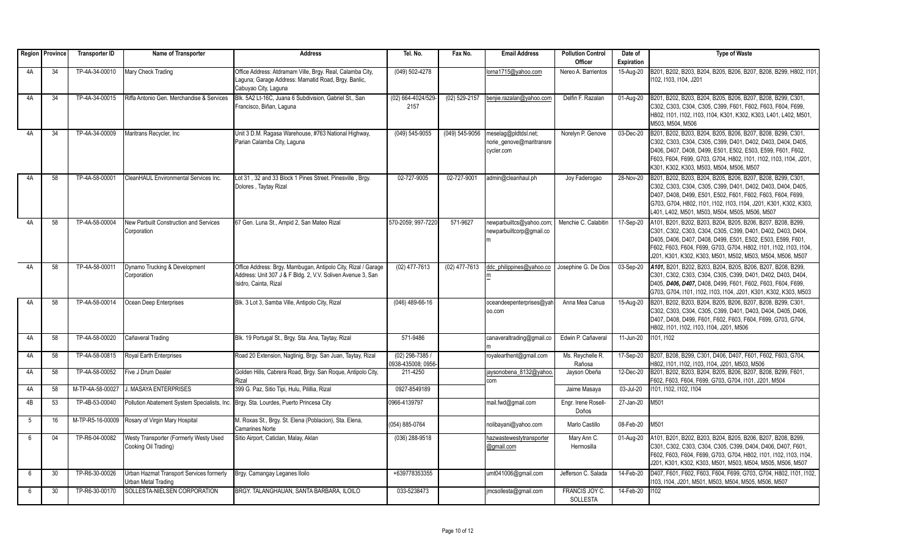| Region | Province | Transporter ID | Name of Transporter | Address | Tel. No. | Fax No. | Email Address | Pollution Control Officer | Date of Expiration | Type of Waste |
|---|---|---|---|---|---|---|---|---|---|---|
| 4A | 34 | TP-4A-34-00010 | Mary Check Trading | Office Address: Atdramam Ville, Brgy. Real, Calamba City, Laguna; Garage Address: Mamatid Road, Brgy. Banlic, Cabuyao City, Laguna | (049) 502-4278 | | lorna1715@yahoo.com | Nereo A. Barrientos | 15-Aug-20 | B201, B202, B203, B204, B205, B206, B207, B208, B299, H802, I101, I102, I103, I104, J201 |
| 4A | 34 | TP-4A-34-00015 | Riffa Antonio Gen. Merchandise & Services | Blk. 5A2 Lt-16C, Juana 6 Subdivision, Gabriel St., San Francisco, Biñan, Laguna | (02) 664-4024/529-2157 | (02) 529-2157 | benjie.razalan@yahoo.com | Delfin F. Razalan | 01-Aug-20 | B201, B202, B203, B204, B205, B206, B207, B208, B299, C301, C302, C303, C304, C305, C399, F601, F602, F603, F604, F699, H802, I101, I102, I103, I104, K301, K302, K303, L401, L402, M501, M503, M504, M506 |
| 4A | 34 | TP-4A-34-00009 | Maritrans Recycler, Inc | Unit 3 D.M. Ragasa Warehouse, #763 National Highway, Parian Calamba City, Laguna | (049) 545-9055 | (049) 545-9056 | meselag@pldtdsl.net; norie_genove@maritransrecycler.com | Norelyn P. Genove | 03-Dec-20 | B201, B202, B203, B204, B205, B206, B207, B208, B299, C301, C302, C303, C304, C305, C399, D401, D402, D403, D404, D405, D406, D407, D408, D499, E501, E502, E503, E599, F601, F602, F603, F604, F699, G703, G704, H802, I101, I102, I103, I104, J201, K301, K302, K303, M503, M504, M506, M507 |
| 4A | 58 | TP-4A-58-00001 | CleanHAUL Environmental Services Inc. | Lot 31 , 32 and 33 Block 1 Pines Street. Pinesville , Brgy. Dolores , Taytay Rizal | 02-727-9005 | 02-727-9001 | admin@cleanhaul.ph | Joy Faderogao | 28-Nov-20 | B201, B202, B203, B204, B205, B206, B207, B208, B299, C301, C302, C303, C304, C305, C399, D401, D402, D403, D404, D405, D407, D408, D499, E501, E502, F601, F602, F603, F604, F699, G703, G704, H802, I101, I102, I103, I104, J201, K301, K302, K303, L401, L402, M501, M503, M504, M505, M506, M507 |
| 4A | 58 | TP-4A-58-00004 | New Parbuilt Construction and Services Corporation | 67 Gen. Luna St., Ampid 2, San Mateo Rizal | 570-2059; 997-7220 | 571-9627 | newparbuiltcs@yahoo.com; newparbuiltcorp@gmail.com | Menchie C. Calabitin | 17-Sep-20 | A101, B201, B202, B203, B204, B205, B206, B207, B208, B299, C301, C302, C303, C304, C305, C399, D401, D402, D403, D404, D405, D406, D407, D408, D499, E501, E502, E503, E599, F601, F602, F603, F604, F699, G703, G704, H802, I101, I102, I103, I104, J201, K301, K302, K303, M501, M502, M503, M504, M506, M507 |
| 4A | 58 | TP-4A-58-00011 | Dynamo Trucking & Development Corporation | Office Address: Brgy. Mambugan, Antipolo City, Rizal / Garage Address: Unit 307 J & F Bldg. 2, V.V. Soliven Avenue 3, San Isidro, Cainta, Rizal | (02) 477-7613 | (02) 477-7613 | ddc_philippines@yahoo.com | Josephine G. De Dios | 03-Sep-20 | ***A101***, B201, B202, B203, B204, B205, B206, B207, B208, B299, C301, C302, C303, C304, C305, C399, D401, D402, D403, D404, D405, ***D406, D407***, D408, D499, F601, F602, F603, F604, F699, G703, G704, I101, I102, I103, I104, J201, K301, K302, K303, M503 |
| 4A | 58 | TP-4A-58-00014 | Ocean Deep Enterprises | Blk. 3 Lot 3, Samba Ville, Antipolo City, Rizal | (046) 489-66-16 | | oceandeepenterprises@yahoo.com | Anna Mea Canua | 15-Aug-20 | B201, B202, B203, B204, B205, B206, B207, B208, B299, C301, C302, C303, C304, C305, C399, D401, D403, D404, D405, D406, D407, D408, D499, F601, F602, F603, F604, F699, G703, G704, H802, I101, I102, I103, I104, J201, M506 |
| 4A | 58 | TP-4A-58-00020 | Cañaveral Trading | Blk. 19 Portugal St., Brgy. Sta. Ana, Taytay, Rizal | 571-9486 | | canaveraltrading@gmail.com | Edwin P. Cañaveral | 11-Jun-20 | I101, I102 |
| 4A | 58 | TP-4A-58-00815 | Royal Earth Enterprises | Road 20 Extension, Nagtinig, Brgy. San Juan, Taytay, Rizal | (02) 298-7385 / 0938-435008; 0956- | | royalearthent@gmail.com | Ms. Reychelle R. Rañosa | 17-Sep-20 | B207, B208, B299, C301, D406, D407, F601, F602, F603, G704, H802, I101, I102, I103, I104, J201, M503, M506 |
| 4A | 58 | TP-4A-58-00052 | Five J Drum Dealer | Golden Hills, Cabrera Road, Brgy. San Roque, Antipolo City, Rizal | 211-4250 | | jaysonobena_8132@yahoo.com | Jayson Obeña | 12-Dec-20 | B201, B202, B203, B204, B205, B206, B207, B208, B299, F601, F602, F603, F604, F699, G703, G704, I101, J201, M504 |
| 4A | 58 | M-TP-4A-58-00027 | J. MASAYA ENTERPRISES | 399 G. Paz, Sitio Tipi, Hulu, Pililia, Rizal | 0927-8549189 | | | Jaime Masaya | 03-Jul-20 | I101, I102, I102, I104 |
| 4B | 53 | TP-4B-53-00040 | Pollution Abatement System Specialists, Inc. | Brgy. Sta. Lourdes, Puerto Princesa City | 0966-4139797 | | mail.fwd@gmail.com | Engr. Irene Rosell-Doños | 27-Jan-20 | M501 |
| 5 | 16 | M-TP-R5-16-00009 | Rosary of Virgin Mary Hospital | M. Roxas St., Brgy. St. Elena (Poblacion), Sta. Elena, Camarines Norte | (054) 885-0764 | | nolibayani@yahoo.com | Marlo Castillo | 08-Feb-20 | M501 |
| 6 | 04 | TP-R6-04-00082 | Westy Transporter (Formerly Westy Used Cooking Oil Trading) | Sitio Airport, Caticlan, Malay, Aklan | (036) 288-9518 | | hazwastewestytransporter@gmail.com | Mary Ann C. Hermosilla | 01-Aug-20 | A101, B201, B202, B203, B204, B205, B206, B207, B208, B299, C301, C302, C303, C304, C305, C399, D404, D406, D407, F601, F602, F603, F604, F699, G703, G704, H802, I101, I102, I103, I104, J201, K301, K302, K303, M501, M503, M504, M505, M506, M507 |
| 6 | 30 | TP-R6-30-00026 | Urban Hazmat Transport Services formerly Urban Metal Trading | Brgy. Camangay Leganes Iloilo | +639778353355 | | umt041006@gmail.com | Jefferson C. Salada | 14-Feb-20 | D407, F601, F602, F603, F604, F699, G703, G704, H802, I101, I102, I103, I104, J201, M501, M503, M504, M505, M506, M507 |
| 6 | 30 | TP-R6-30-00170 | SOLLESTA-NIELSEN CORPORATION | BRGY. TALANGHAUAN, SANTA BARBARA, ILOILO | 033-5238473 | | jmcsollesta@gmail.com | FRANCIS JOY C. SOLLESTA | 14-Feb-20 | I102 |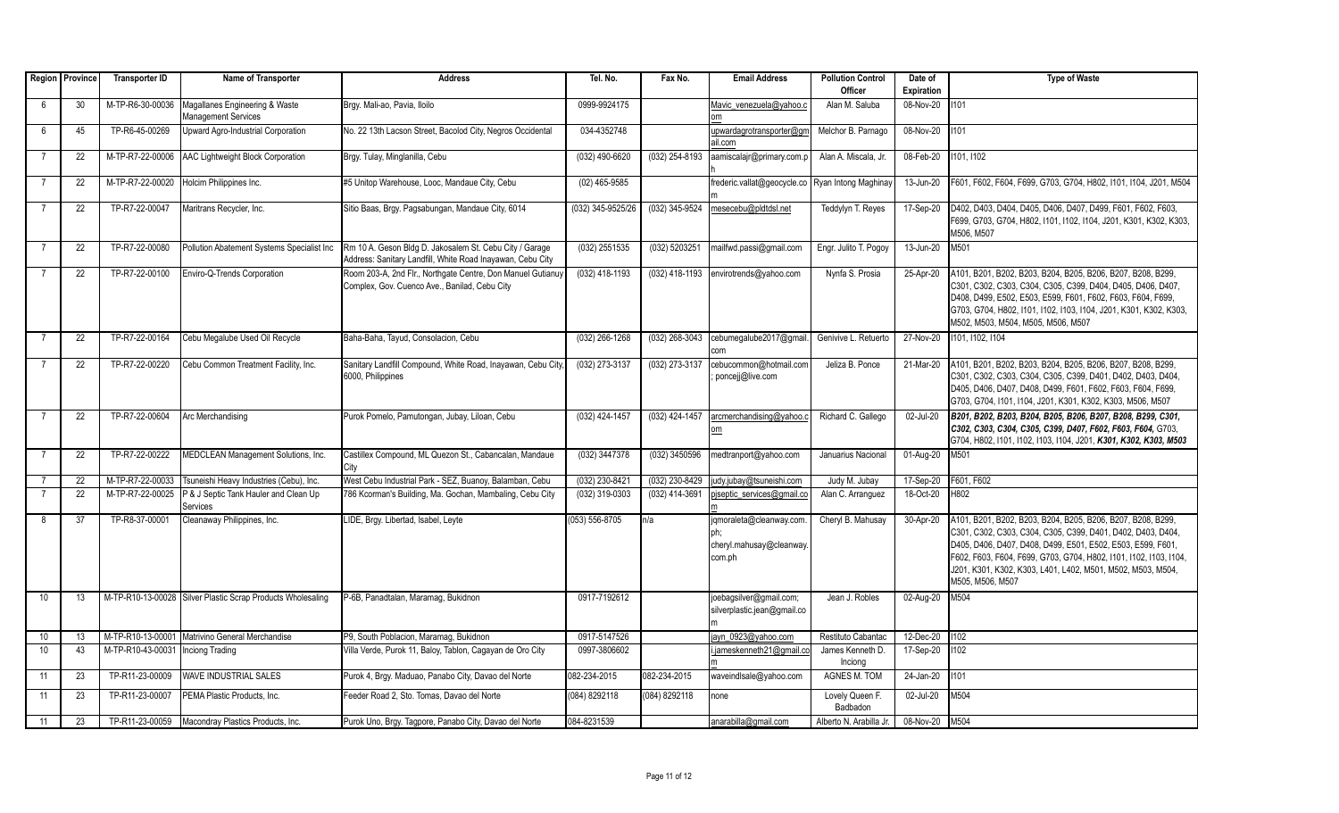| Region | Province | Transporter ID | Name of Transporter | Address | Tel. No. | Fax No. | Email Address | Pollution Control Officer | Date of Expiration | Type of Waste |
|---|---|---|---|---|---|---|---|---|---|---|
| 6 | 30 | M-TP-R6-30-00036 | Magallanes Engineering & Waste Management Services | Brgy. Mali-ao, Pavia, Iloilo | 0999-9924175 | | Mavic_venezuela@yahoo.com | Alan M. Saluba | 08-Nov-20 | I101 |
| 6 | 45 | TP-R6-45-00269 | Upward Agro-Industrial Corporation | No. 22 13th Lacson Street, Bacolod City, Negros Occidental | 034-4352748 | | upwardagrotransporter@gmail.com | Melchor B. Parnago | 08-Nov-20 | I101 |
| 7 | 22 | M-TP-R7-22-00006 | AAC Lightweight Block Corporation | Brgy. Tulay, Minglanilla, Cebu | (032) 490-6620 | (032) 254-8193 | aamiscalajr@primary.com.ph | Alan A. Miscala, Jr. | 08-Feb-20 | I101, I102 |
| 7 | 22 | M-TP-R7-22-00020 | Holcim Philippines Inc. | #5 Unitop Warehouse, Looc, Mandaue City, Cebu | (02) 465-9585 | | frederic.vallat@geocycle.com | Ryan Intong Maghinay | 13-Jun-20 | F601, F602, F604, F699, G703, G704, H802, I101, I104, J201, M504 |
| 7 | 22 | TP-R7-22-00047 | Maritrans Recycler, Inc. | Sitio Baas, Brgy. Pagsabungan, Mandaue City, 6014 | (032) 345-9525/26 | (032) 345-9524 | mesecebu@pldtdsl.net | Teddylyn T. Reyes | 17-Sep-20 | D402, D403, D404, D405, D406, D407, D499, F601, F602, F603, F699, G703, G704, H802, I101, I102, I104, J201, K301, K302, K303, M506, M507 |
| 7 | 22 | TP-R7-22-00080 | Pollution Abatement Systems Specialist Inc | Rm 10 A. Geson Bldg D. Jakosalem St. Cebu City / Garage Address: Sanitary Landfill, White Road Inayawan, Cebu City | (032) 2551535 | (032) 5203251 | mailfwd.passi@gmail.com | Engr. Julito T. Pogoy | 13-Jun-20 | M501 |
| 7 | 22 | TP-R7-22-00100 | Enviro-Q-Trends Corporation | Room 203-A, 2nd Flr., Northgate Centre, Don Manuel Gutianuy Complex, Gov. Cuenco Ave., Banilad, Cebu City | (032) 418-1193 | (032) 418-1193 | envirotrends@yahoo.com | Nynfa S. Prosia | 25-Apr-20 | A101, B201, B202, B203, B204, B205, B206, B207, B208, B299, C301, C302, C303, C304, C305, C399, D404, D405, D406, D407, D408, D499, E502, E503, E599, F601, F602, F603, F604, F699, G703, G704, H802, I101, I102, I103, I104, J201, K301, K302, K303, M502, M503, M504, M505, M506, M507 |
| 7 | 22 | TP-R7-22-00164 | Cebu Megalube Used Oil Recycle | Baha-Baha, Tayud, Consolacion, Cebu | (032) 266-1268 | (032) 268-3043 | cebumegalube2017@gmail.com | Genivive L. Retuerto | 27-Nov-20 | I101, I102, I104 |
| 7 | 22 | TP-R7-22-00220 | Cebu Common Treatment Facility, Inc. | Sanitary Landfill Compound, White Road, Inayawan, Cebu City, 6000, Philippines | (032) 273-3137 | (032) 273-3137 | cebucommon@hotmail.com ; poncejj@live.com | Jeliza B. Ponce | 21-Mar-20 | A101, B201, B202, B203, B204, B205, B206, B207, B208, B299, C301, C302, C303, C304, C305, C399, D401, D402, D403, D404, D405, D406, D407, D408, D499, F601, F602, F603, F604, F699, G703, G704, I101, I104, J201, K301, K302, K303, M506, M507 |
| 7 | 22 | TP-R7-22-00604 | Arc Merchandising | Purok Pomelo, Pamutongan, Jubay, Liloan, Cebu | (032) 424-1457 | (032) 424-1457 | arcmerchandising@yahoo.com | Richard C. Gallego | 02-Jul-20 | ***B201, B202, B203, B204, B205, B206, B207, B208, B299, C301, C302, C303, C304, C305, C399, D407, F602, F603, F604,*** G703, G704, H802, I101, I102, I103, I104, J201, ***K301, K302, K303, M503*** |
| 7 | 22 | TP-R7-22-00222 | MEDCLEAN Management Solutions, Inc. | Castillex Compound, ML Quezon St., Cabancalan, Mandaue City | (032) 3447378 | (032) 3450596 | medtranport@yahoo.com | Januarius Nacional | 01-Aug-20 | M501 |
| 7 | 22 | M-TP-R7-22-00033 | Tsuneishi Heavy Industries (Cebu), Inc. | West Cebu Industrial Park - SEZ, Buanoy, Balamban, Cebu | (032) 230-8421 | (032) 230-8429 | judy.jubay@tsuneishi.com | Judy M. Jubay | 17-Sep-20 | F601, F602 |
| 7 | 22 | M-TP-R7-22-00025 | P & J Septic Tank Hauler and Clean Up Services | 786 Kcorman's Building, Ma. Gochan, Mambaling, Cebu City | (032) 319-0303 | (032) 414-3691 | pjseptic_services@gmail.com | Alan C. Arranguez | 18-Oct-20 | H802 |
| 8 | 37 | TP-R8-37-00001 | Cleanaway Philippines, Inc. | LIDE, Brgy. Libertad, Isabel, Leyte | (053) 556-8705 | n/a | jqmoraleta@cleanway.com.ph; cheryl.mahusay@cleanway.com.ph | Cheryl B. Mahusay | 30-Apr-20 | A101, B201, B202, B203, B204, B205, B206, B207, B208, B299, C301, C302, C303, C304, C305, C399, D401, D402, D403, D404, D405, D406, D407, D408, D499, E501, E502, E503, E599, F601, F602, F603, F604, F699, G703, G704, H802, I101, I102, I103, I104, J201, K301, K302, K303, L401, L402, M501, M502, M503, M504, M505, M506, M507 |
| 10 | 13 | M-TP-R10-13-00028 | Silver Plastic Scrap Products Wholesaling | P-6B, Panadtalan, Maramag, Bukidnon | 0917-7192612 | | joebagsilver@gmail.com; silverplastic.jean@gmail.com | Jean J. Robles | 02-Aug-20 | M504 |
| 10 | 13 | M-TP-R10-13-00001 | Matrivino General Merchandise | P9, South Poblacion, Maramag, Bukidnon | 0917-5147526 | | jayn_0923@yahoo.com | Restituto Cabantac | 12-Dec-20 | I102 |
| 10 | 43 | M-TP-R10-43-00031 | Inciong Trading | Villa Verde, Purok 11, Baloy, Tablon, Cagayan de Oro City | 0997-3806602 | | i.jameskenneth21@gmail.com | James Kenneth D. Inciong | 17-Sep-20 | I102 |
| 11 | 23 | TP-R11-23-00009 | WAVE INDUSTRIAL SALES | Purok 4, Brgy. Maduao, Panabo City, Davao del Norte | 082-234-2015 | 082-234-2015 | waveindlsale@yahoo.com | AGNES M. TOM | 24-Jan-20 | I101 |
| 11 | 23 | TP-R11-23-00007 | PEMA Plastic Products, Inc. | Feeder Road 2, Sto. Tomas, Davao del Norte | (084) 8292118 | (084) 8292118 | none | Lovely Queen F. Badbadon | 02-Jul-20 | M504 |
| 11 | 23 | TP-R11-23-00059 | Macondray Plastics Products, Inc. | Purok Uno, Brgy. Tagpore, Panabo City, Davao del Norte | 084-8231539 | | anarabilla@gmail.com | Alberto N. Arabilla Jr. | 08-Nov-20 | M504 |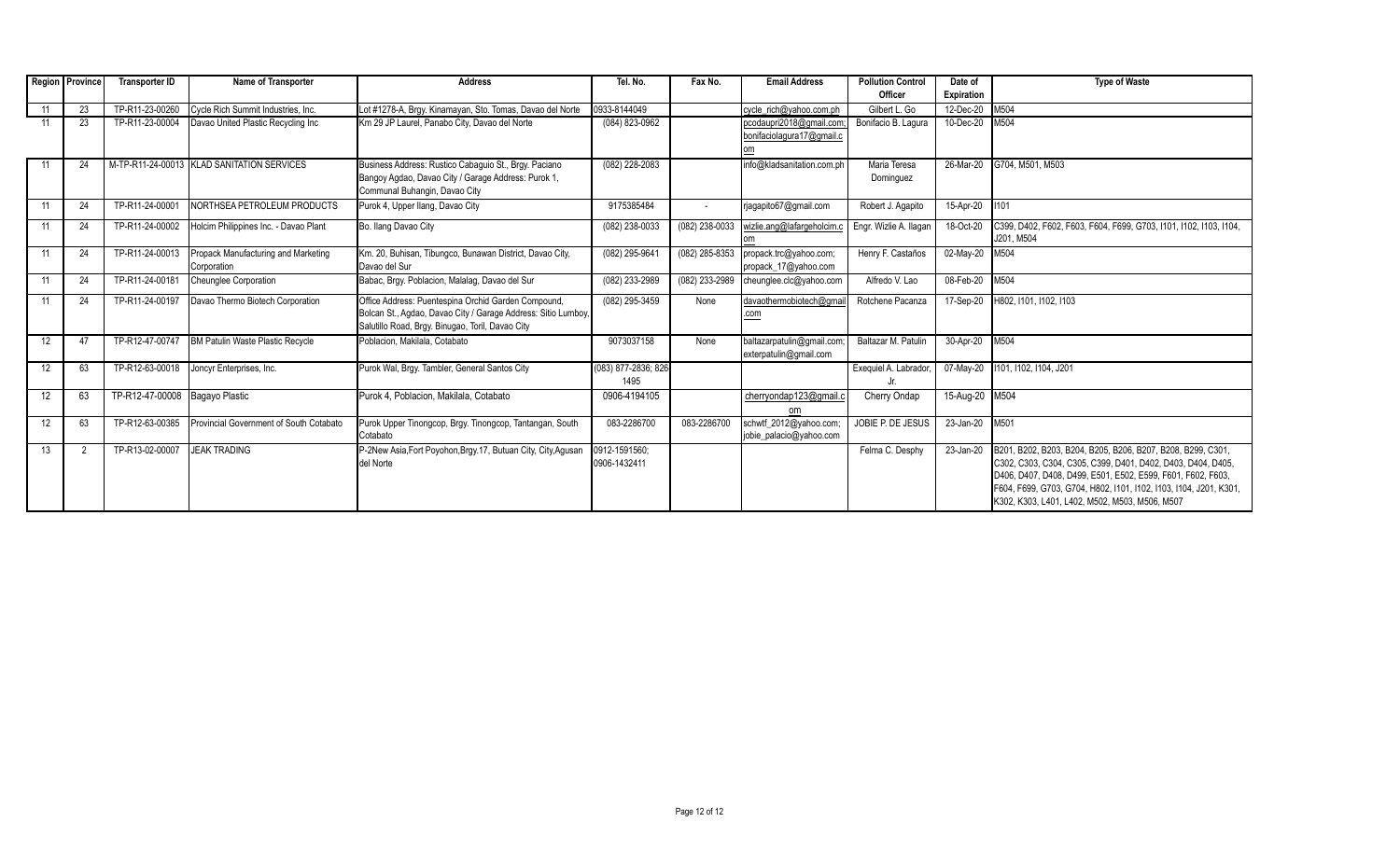| Region | Province | Transporter ID | Name of Transporter | Address | Tel. No. | Fax No. | Email Address | Pollution Control Officer | Date of Expiration | Type of Waste |
|---|---|---|---|---|---|---|---|---|---|---|
| 11 | 23 | TP-R11-23-00260 | Cycle Rich Summit Industries, Inc. | Lot #1278-A, Brgy. Kinamayan, Sto. Tomas, Davao del Norte | 0933-8144049 | | cycle_rich@yahoo.com.ph | Gilbert L. Go | 12-Dec-20 | M504 |
| 11 | 23 | TP-R11-23-00004 | Davao United Plastic Recycling Inc | Km 29 JP Laurel, Panabo City, Davao del Norte | (084) 823-0962 | | pcodaupri2018@gmail.com; bonifaciolagura17@gmail.com | Bonifacio B. Lagura | 10-Dec-20 | M504 |
| 11 | 24 | M-TP-R11-24-00013 | KLAD SANITATION SERVICES | Business Address: Rustico Cabaguio St., Brgy. Paciano Bangoy Agdao, Davao City / Garage Address: Purok 1, Communal Buhangin, Davao City | (082) 228-2083 | | info@kladsanitation.com.ph | Maria Teresa Dominguez | 26-Mar-20 | G704, M501, M503 |
| 11 | 24 | TP-R11-24-00001 | NORTHSEA PETROLEUM PRODUCTS | Purok 4, Upper Ilang, Davao City | 9175385484 | - | rjagapito67@gmail.com | Robert J. Agapito | 15-Apr-20 | I101 |
| 11 | 24 | TP-R11-24-00002 | Holcim Philippines Inc. - Davao Plant | Bo. Ilang Davao City | (082) 238-0033 | (082) 238-0033 | wizlie.ang@lafargeholcim.com | Engr. Wizlie A. Ilagan | 18-Oct-20 | C399, D402, F602, F603, F604, F699, G703, I101, I102, I103, I104, J201, M504 |
| 11 | 24 | TP-R11-24-00013 | Propack Manufacturing and Marketing Corporation | Km. 20, Buhisan, Tibungco, Bunawan District, Davao City, Davao del Sur | (082) 295-9641 | (082) 285-8353 | propack.trc@yahoo.com; propack_17@yahoo.com | Henry F. Castaños | 02-May-20 | M504 |
| 11 | 24 | TP-R11-24-00181 | Cheunglee Corporation | Babac, Brgy. Poblacion, Malalag, Davao del Sur | (082) 233-2989 | (082) 233-2989 | cheunglee.clc@yahoo.com | Alfredo V. Lao | 08-Feb-20 | M504 |
| 11 | 24 | TP-R11-24-00197 | Davao Thermo Biotech Corporation | Office Address: Puentespina Orchid Garden Compound, Bolcan St., Agdao, Davao City / Garage Address: Sitio Lumboy, Salutillo Road, Brgy. Binugao, Toril, Davao City | (082) 295-3459 | None | davaothermobiotech@gmail.com | Rotchene Pacanza | 17-Sep-20 | H802, I101, I102, I103 |
| 12 | 47 | TP-R12-47-00747 | BM Patulin Waste Plastic Recycle | Poblacion, Makilala, Cotabato | 9073037158 | None | baltazarpatulin@gmail.com; exterpatulin@gmail.com | Baltazar M. Patulin | 30-Apr-20 | M504 |
| 12 | 63 | TP-R12-63-00018 | Joncyr Enterprises, Inc. | Purok Wal, Brgy. Tambler, General Santos City | (083) 877-2836; 826 1495 | | | Exequiel A. Labrador, Jr. | 07-May-20 | I101, I102, I104, J201 |
| 12 | 63 | TP-R12-47-00008 | Bagayo Plastic | Purok 4, Poblacion, Makilala, Cotabato | 0906-4194105 | | cherryondap123@gmail.com | Cherry Ondap | 15-Aug-20 | M504 |
| 12 | 63 | TP-R12-63-00385 | Provincial Government of South Cotabato | Purok Upper Tinongcop, Brgy. Tinongcop, Tantangan, South Cotabato | 083-2286700 | 083-2286700 | schwtf_2012@yahoo.com; jobie_palacio@yahoo.com | JOBIE P. DE JESUS | 23-Jan-20 | M501 |
| 13 | 2 | TP-R13-02-00007 | JEAK TRADING | P-2New Asia,Fort Poyohon,Brgy.17, Butuan City, City,Agusan del Norte | 0912-1591560; 0906-1432411 | | | Felma C. Desphy | 23-Jan-20 | B201, B202, B203, B204, B205, B206, B207, B208, B299, C301, C302, C303, C304, C305, C399, D401, D402, D403, D404, D405, D406, D407, D408, D499, E501, E502, E599, F601, F602, F603, F604, F699, G703, G704, H802, I101, I102, I103, I104, J201, K301, K302, K303, L401, L402, M502, M503, M506, M507 |